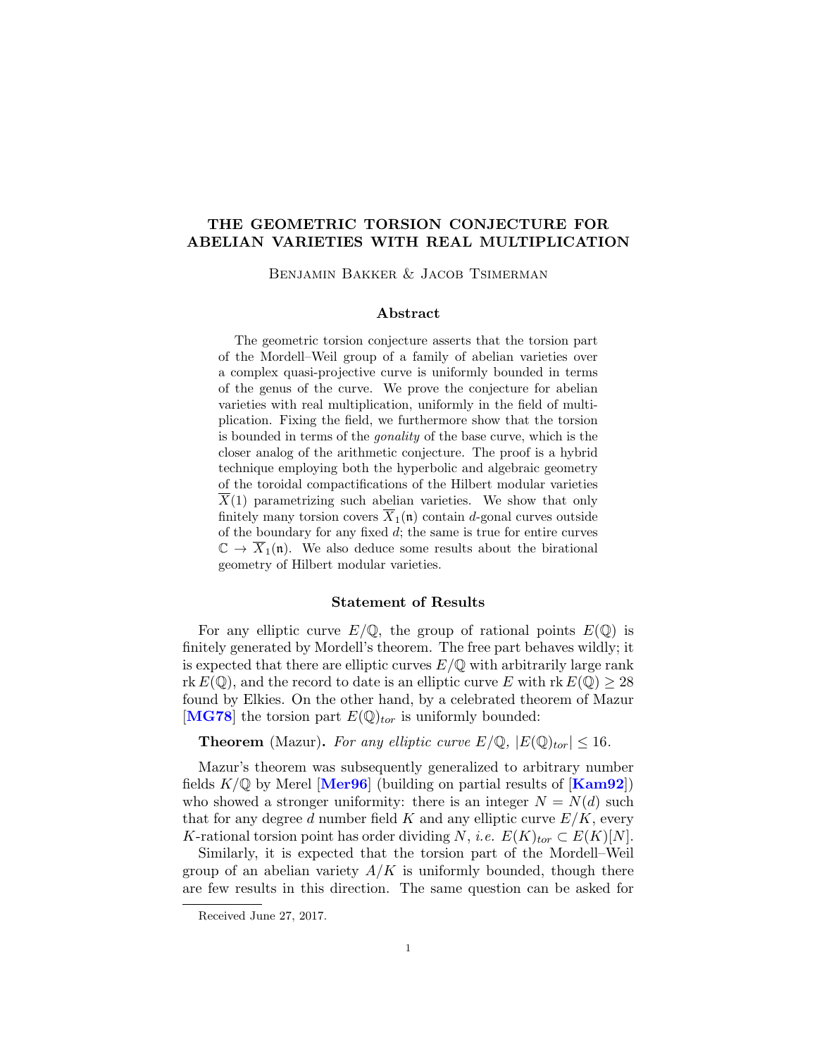# THE GEOMETRIC TORSION CONJECTURE FOR ABELIAN VARIETIES WITH REAL MULTIPLICATION

Benjamin Bakker & Jacob Tsimerman

### Abstract

The geometric torsion conjecture asserts that the torsion part of the Mordell–Weil group of a family of abelian varieties over a complex quasi-projective curve is uniformly bounded in terms of the genus of the curve. We prove the conjecture for abelian varieties with real multiplication, uniformly in the field of multiplication. Fixing the field, we furthermore show that the torsion is bounded in terms of the *gonality* of the base curve, which is the closer analog of the arithmetic conjecture. The proof is a hybrid technique employing both the hyperbolic and algebraic geometry of the toroidal compactifications of the Hilbert modular varieties $\overline{X}(1)$ parametrizing such abelian varieties. We show that only finitely many torsion covers $\overline{X}_1(\mathfrak{n})$ contain $d$-gonal curves outside of the boundary for any fixed $d$; the same is true for entire curves $\mathbb{C} \to \overline{X}_1(\mathfrak{n})$. We also deduce some results about the birational geometry of Hilbert modular varieties.

### Statement of Results

For any elliptic curve $E/\mathbb{Q}$, the group of rational points $E(\mathbb{Q})$ is finitely generated by Mordell's theorem. The free part behaves wildly; it is expected that there are elliptic curves $E/\mathbb{Q}$ with arbitrarily large rank $\operatorname{rk} E(\mathbb{Q})$, and the record to date is an elliptic curve $E$ with $\operatorname{rk} E(\mathbb{Q}) \geq 28$ found by Elkies. On the other hand, by a celebrated theorem of Mazur [MG78] the torsion part $E(\mathbb{Q})_{tor}$ is uniformly bounded:

**Theorem** (Mazur)**.** *For any elliptic curve $E/\mathbb{Q}$, $|E(\mathbb{Q})_{tor}| \leq 16$.*

Mazur's theorem was subsequently generalized to arbitrary number fields $K/\mathbb{Q}$ by Merel [Mer96] (building on partial results of [Kam92]) who showed a stronger uniformity: there is an integer $N = N(d)$ such that for any degree $d$ number field $K$ and any elliptic curve $E/K$, every $K$-rational torsion point has order dividing $N$, *i.e.* $E(K)_{tor} \subset E(K)[N]$.

Similarly, it is expected that the torsion part of the Mordell–Weil group of an abelian variety $A/K$ is uniformly bounded, though there are few results in this direction. The same question can be asked for

Received June 27, 2017.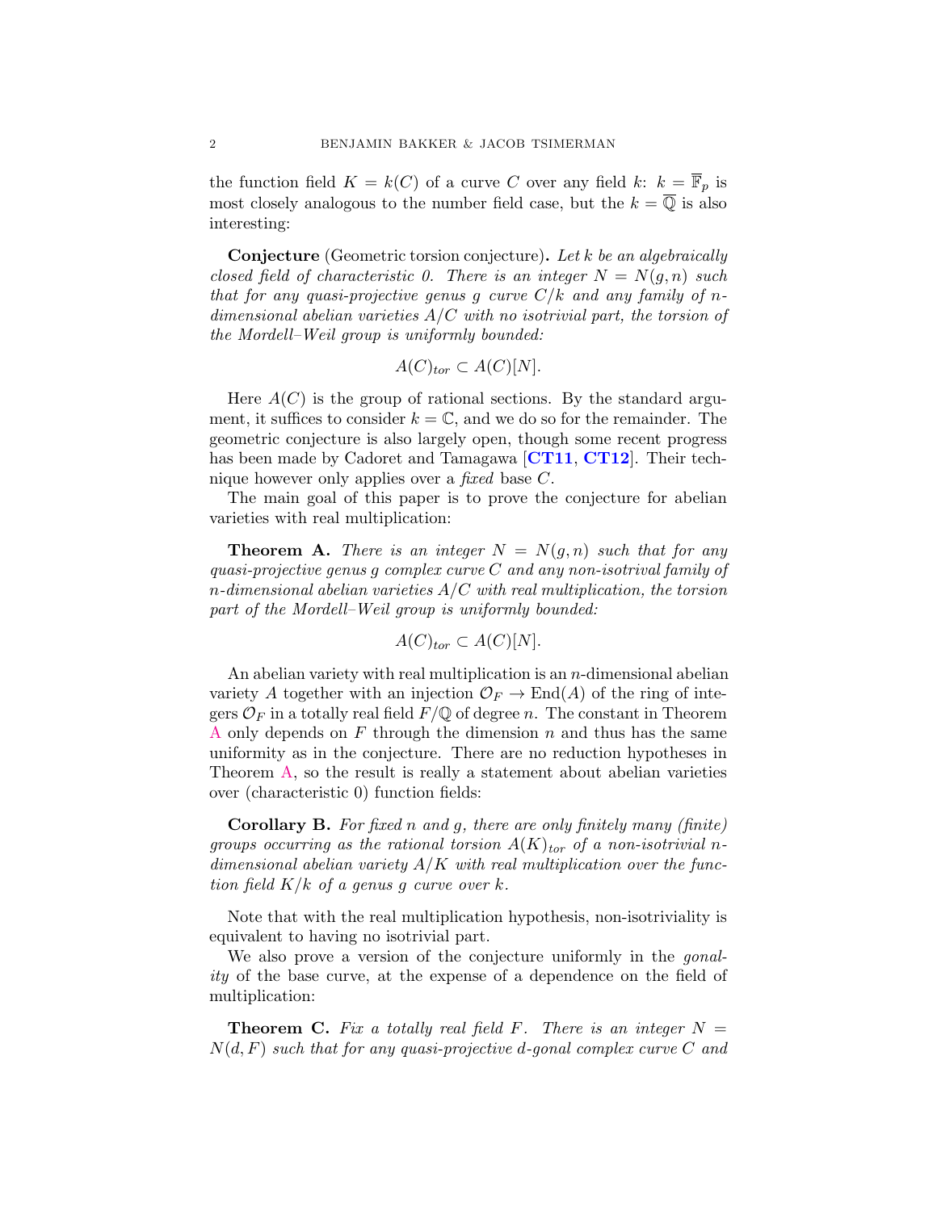the function field $K = k(C)$ of a curve $C$ over any field $k$: $k = \overline{\mathbb{F}}_p$ is most closely analogous to the number field case, but the $k = \overline{\mathbb{Q}}$ is also interesting:

**Conjecture** (Geometric torsion conjecture)**.** *Let $k$ be an algebraically closed field of characteristic 0. There is an integer $N = N(g, n)$ such that for any quasi-projective genus $g$ curve $C/k$ and any family of $n$-dimensional abelian varieties $A/C$ with no isotrivial part, the torsion of the Mordell–Weil group is uniformly bounded:*

$$A(C)_{tor} \subset A(C)[N].$$

Here $A(C)$ is the group of rational sections. By the standard argument, it suffices to consider $k = \mathbb{C}$, and we do so for the remainder. The geometric conjecture is also largely open, though some recent progress has been made by Cadoret and Tamagawa [**CT11**, **CT12**]. Their technique however only applies over a *fixed* base $C$.

The main goal of this paper is to prove the conjecture for abelian varieties with real multiplication:

**Theorem A.** *There is an integer $N = N(g, n)$ such that for any quasi-projective genus $g$ complex curve $C$ and any non-isotrivial family of $n$-dimensional abelian varieties $A/C$ with real multiplication, the torsion part of the Mordell–Weil group is uniformly bounded:*

$$A(C)_{tor} \subset A(C)[N].$$

An abelian variety with real multiplication is an $n$-dimensional abelian variety $A$ together with an injection $\mathcal{O}_F \to \mathrm{End}(A)$ of the ring of integers $\mathcal{O}_F$ in a totally real field $F/\mathbb{Q}$ of degree $n$. The constant in Theorem A only depends on $F$ through the dimension $n$ and thus has the same uniformity as in the conjecture. There are no reduction hypotheses in Theorem A, so the result is really a statement about abelian varieties over (characteristic 0) function fields:

**Corollary B.** *For fixed $n$ and $g$, there are only finitely many (finite) groups occurring as the rational torsion $A(K)_{tor}$ of a non-isotrivial $n$-dimensional abelian variety $A/K$ with real multiplication over the function field $K/k$ of a genus $g$ curve over $k$.*

Note that with the real multiplication hypothesis, non-isotriviality is equivalent to having no isotrivial part.

We also prove a version of the conjecture uniformly in the *gonality* of the base curve, at the expense of a dependence on the field of multiplication:

**Theorem C.** *Fix a totally real field $F$. There is an integer $N = N(d, F)$ such that for any quasi-projective $d$-gonal complex curve $C$ and*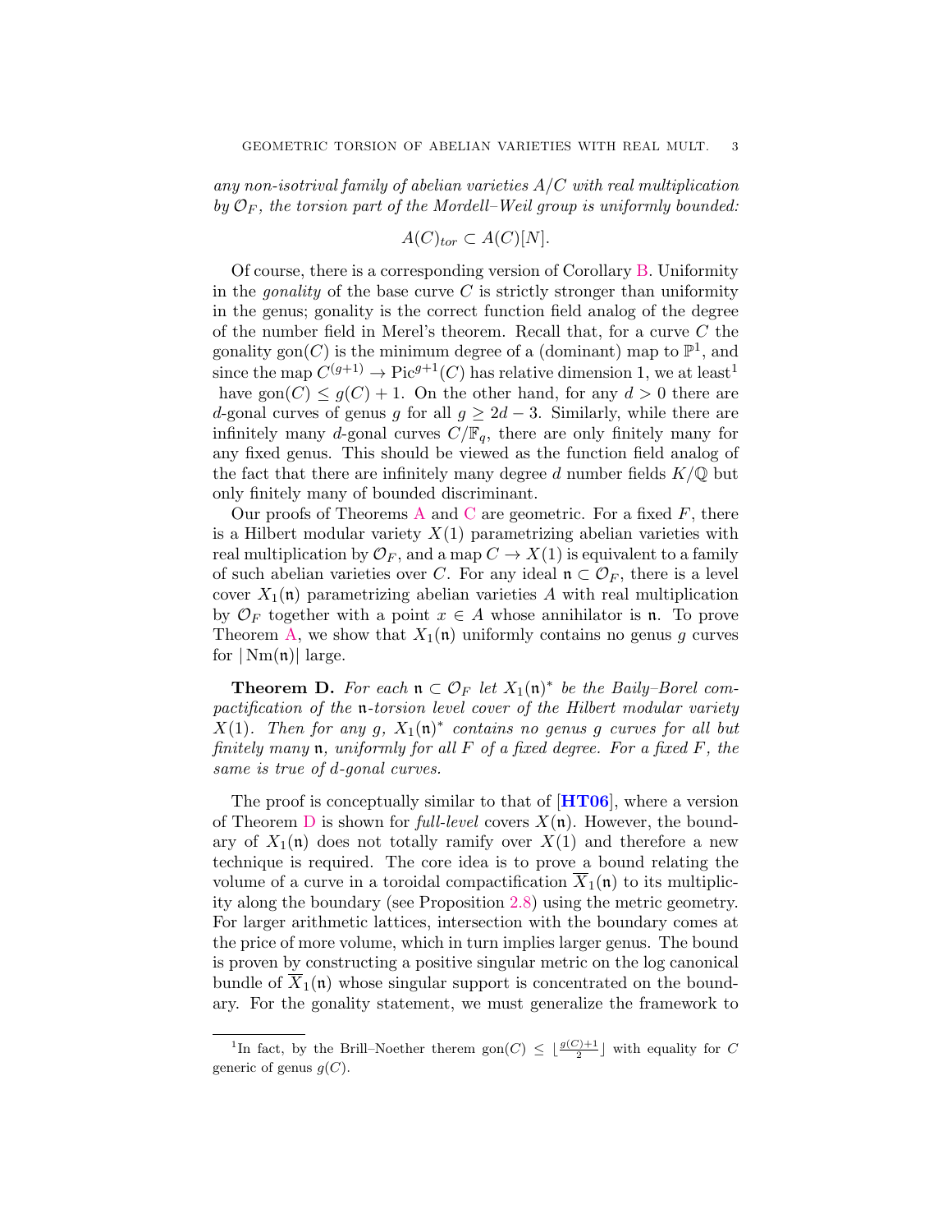*any non-isotrival family of abelian varieties $A/C$ with real multiplication by $\mathcal{O}_F$, the torsion part of the Mordell–Weil group is uniformly bounded:*

$$A(C)_{tor} \subset A(C)[N].$$

Of course, there is a corresponding version of Corollary B. Uniformity in the *gonality* of the base curve $C$ is strictly stronger than uniformity in the genus; gonality is the correct function field analog of the degree of the number field in Merel's theorem. Recall that, for a curve $C$ the gonality $\mathrm{gon}(C)$ is the minimum degree of a (dominant) map to $\mathbb{P}^1$, and since the map $C^{(g+1)} \to \mathrm{Pic}^{g+1}(C)$ has relative dimension 1, we at least[1] have $\mathrm{gon}(C) \leq g(C)+1$. On the other hand, for any $d > 0$ there are $d$-gonal curves of genus $g$ for all $g \geq 2d-3$. Similarly, while there are infinitely many $d$-gonal curves $C/\mathbb{F}_q$, there are only finitely many for any fixed genus. This should be viewed as the function field analog of the fact that there are infinitely many degree $d$ number fields $K/\mathbb{Q}$ but only finitely many of bounded discriminant.

Our proofs of Theorems A and C are geometric. For a fixed $F$, there is a Hilbert modular variety $X(1)$ parametrizing abelian varieties with real multiplication by $\mathcal{O}_F$, and a map $C \to X(1)$ is equivalent to a family of such abelian varieties over $C$. For any ideal $\mathfrak{n} \subset \mathcal{O}_F$, there is a level cover $X_1(\mathfrak{n})$ parametrizing abelian varieties $A$ with real multiplication by $\mathcal{O}_F$ together with a point $x \in A$ whose annihilator is $\mathfrak{n}$. To prove Theorem A, we show that $X_1(\mathfrak{n})$ uniformly contains no genus $g$ curves for $|\,\mathrm{Nm}(\mathfrak{n})|$ large.

**Theorem D.** *For each $\mathfrak{n} \subset \mathcal{O}_F$ let $X_1(\mathfrak{n})^*$ be the Baily–Borel compactification of the $\mathfrak{n}$-torsion level cover of the Hilbert modular variety $X(1)$. Then for any $g$, $X_1(\mathfrak{n})^*$ contains no genus $g$ curves for all but finitely many $\mathfrak{n}$, uniformly for all $F$ of a fixed degree. For a fixed $F$, the same is true of $d$-gonal curves.*

The proof is conceptually similar to that of [**HT06**], where a version of Theorem D is shown for *full-level* covers $X(\mathfrak{n})$. However, the boundary of $X_1(\mathfrak{n})$ does not totally ramify over $X(1)$ and therefore a new technique is required. The core idea is to prove a bound relating the volume of a curve in a toroidal compactification $\overline{X}_1(\mathfrak{n})$ to its multiplicity along the boundary (see Proposition 2.8) using the metric geometry. For larger arithmetic lattices, intersection with the boundary comes at the price of more volume, which in turn implies larger genus. The bound is proven by constructing a positive singular metric on the log canonical bundle of $\overline{X}_1(\mathfrak{n})$ whose singular support is concentrated on the boundary. For the gonality statement, we must generalize the framework to

[1] In fact, by the Brill–Noether therem $\mathrm{gon}(C) \leq \lfloor \frac{g(C)+1}{2} \rfloor$ with equality for $C$ generic of genus $g(C)$.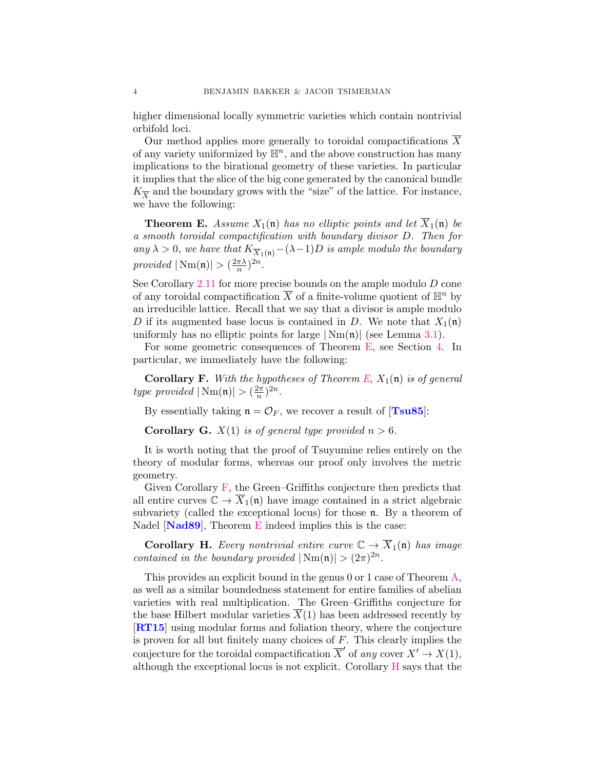higher dimensional locally symmetric varieties which contain nontrivial orbifold loci.

Our method applies more generally to toroidal compactifications $\overline{X}$ of any variety uniformized by $\mathbb{H}^n$, and the above construction has many implications to the birational geometry of these varieties. In particular it implies that the slice of the big cone generated by the canonical bundle $K_{\overline{X}}$ and the boundary grows with the "size" of the lattice. For instance, we have the following:

**Theorem E.** *Assume $X_1(\mathfrak{n})$ has no elliptic points and let $\overline{X}_1(\mathfrak{n})$ be a smooth toroidal compactification with boundary divisor $D$. Then for any $\lambda > 0$, we have that $K_{\overline{X}_1(\mathfrak{n})} - (\lambda - 1)D$ is ample modulo the boundary provided $|\operatorname{Nm}(\mathfrak{n})| > (\frac{2\pi\lambda}{n})^{2n}$.*

See Corollary 2.11 for more precise bounds on the ample modulo $D$ cone of any toroidal compactification $\overline{X}$ of a finite-volume quotient of $\mathbb{H}^n$ by an irreducible lattice. Recall that we say that a divisor is ample modulo $D$ if its augmented base locus is contained in $D$. We note that $X_1(\mathfrak{n})$ uniformly has no elliptic points for large $|\operatorname{Nm}(\mathfrak{n})|$ (see Lemma 3.1).

For some geometric consequences of Theorem E, see Section 4. In particular, we immediately have the following:

**Corollary F.** *With the hypotheses of Theorem E, $X_1(\mathfrak{n})$ is of general type provided $|\operatorname{Nm}(\mathfrak{n})| > (\frac{2\pi}{n})^{2n}$.*

By essentially taking $\mathfrak{n} = \mathcal{O}_F$, we recover a result of [**Tsu85**]:

**Corollary G.** *$X(1)$ is of general type provided $n > 6$.*

It is worth noting that the proof of Tsuyumine relies entirely on the theory of modular forms, whereas our proof only involves the metric geometry.

Given Corollary F, the Green–Griffiths conjecture then predicts that all entire curves $\mathbb{C} \to \overline{X}_1(\mathfrak{n})$ have image contained in a strict algebraic subvariety (called the exceptional locus) for those $\mathfrak{n}$. By a theorem of Nadel [**Nad89**], Theorem E indeed implies this is the case:

**Corollary H.** *Every nontrivial entire curve $\mathbb{C} \to \overline{X}_1(\mathfrak{n})$ has image contained in the boundary provided $|\operatorname{Nm}(\mathfrak{n})| > (2\pi)^{2n}$.*

This provides an explicit bound in the genus 0 or 1 case of Theorem A, as well as a similar boundedness statement for entire families of abelian varieties with real multiplication. The Green–Griffiths conjecture for the base Hilbert modular varieties $\overline{X}(1)$ has been addressed recently by [**RT15**] using modular forms and foliation theory, where the conjecture is proven for all but finitely many choices of $F$. This clearly implies the conjecture for the toroidal compactification $\overline{X}'$ of *any* cover $X' \to X(1)$, although the exceptional locus is not explicit. Corollary H says that the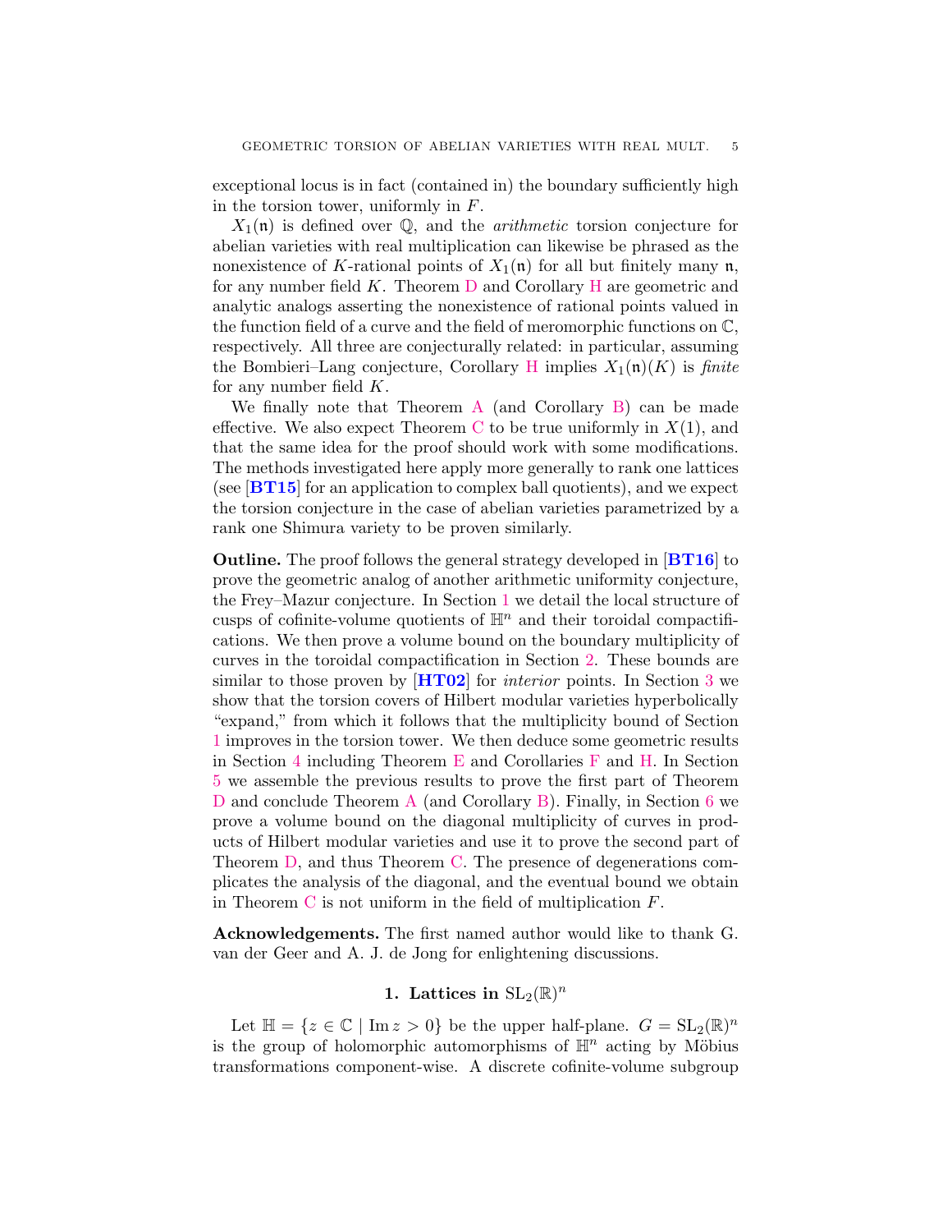exceptional locus is in fact (contained in) the boundary sufficiently high in the torsion tower, uniformly in $F$.

$X_1(\mathfrak{n})$ is defined over $\mathbb{Q}$, and the *arithmetic* torsion conjecture for abelian varieties with real multiplication can likewise be phrased as the nonexistence of $K$-rational points of $X_1(\mathfrak{n})$ for all but finitely many $\mathfrak{n}$, for any number field $K$. Theorem D and Corollary H are geometric and analytic analogs asserting the nonexistence of rational points valued in the function field of a curve and the field of meromorphic functions on $\mathbb{C}$, respectively. All three are conjecturally related: in particular, assuming the Bombieri–Lang conjecture, Corollary H implies $X_1(\mathfrak{n})(K)$ is *finite* for any number field $K$.

We finally note that Theorem A (and Corollary B) can be made effective. We also expect Theorem C to be true uniformly in $X(1)$, and that the same idea for the proof should work with some modifications. The methods investigated here apply more generally to rank one lattices (see [**BT15**] for an application to complex ball quotients), and we expect the torsion conjecture in the case of abelian varieties parametrized by a rank one Shimura variety to be proven similarly.

**Outline.** The proof follows the general strategy developed in [**BT16**] to prove the geometric analog of another arithmetic uniformity conjecture, the Frey–Mazur conjecture. In Section 1 we detail the local structure of cusps of cofinite-volume quotients of $\mathbb{H}^n$ and their toroidal compactifications. We then prove a volume bound on the boundary multiplicity of curves in the toroidal compactification in Section 2. These bounds are similar to those proven by [**HT02**] for *interior* points. In Section 3 we show that the torsion covers of Hilbert modular varieties hyperbolically "expand," from which it follows that the multiplicity bound of Section 1 improves in the torsion tower. We then deduce some geometric results in Section 4 including Theorem E and Corollaries F and H. In Section 5 we assemble the previous results to prove the first part of Theorem D and conclude Theorem A (and Corollary B). Finally, in Section 6 we prove a volume bound on the diagonal multiplicity of curves in products of Hilbert modular varieties and use it to prove the second part of Theorem D, and thus Theorem C. The presence of degenerations complicates the analysis of the diagonal, and the eventual bound we obtain in Theorem C is not uniform in the field of multiplication $F$.

**Acknowledgements.** The first named author would like to thank G. van der Geer and A. J. de Jong for enlightening discussions.

## 1. Lattices in $\mathrm{SL}_2(\mathbb{R})^n$

Let $\mathbb{H} = \{z \in \mathbb{C} \mid \operatorname{Im} z > 0\}$ be the upper half-plane. $G = \mathrm{SL}_2(\mathbb{R})^n$ is the group of holomorphic automorphisms of $\mathbb{H}^n$ acting by Möbius transformations component-wise. A discrete cofinite-volume subgroup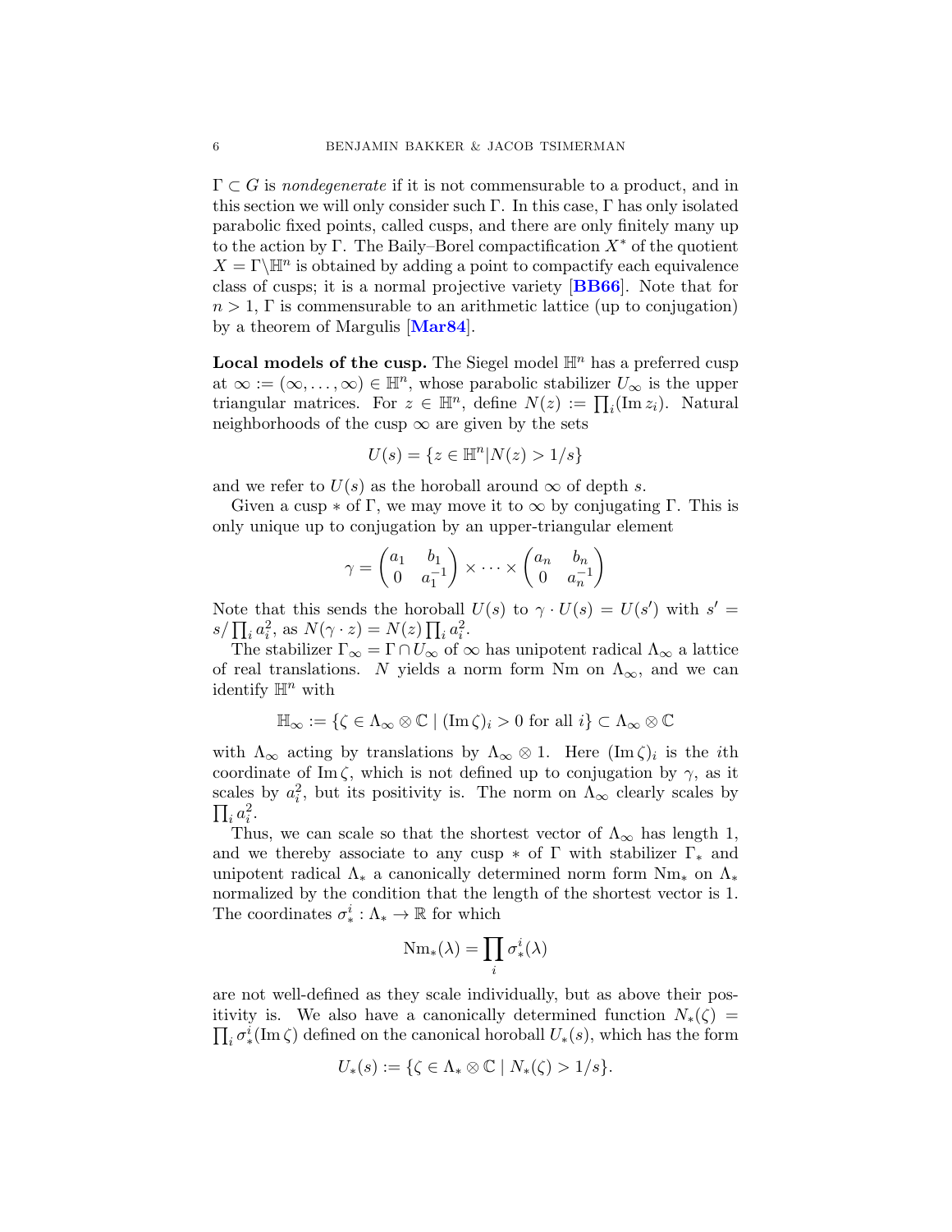$\Gamma \subset G$ is *nondegenerate* if it is not commensurable to a product, and in this section we will only consider such $\Gamma$. In this case, $\Gamma$ has only isolated parabolic fixed points, called cusps, and there are only finitely many up to the action by $\Gamma$. The Baily–Borel compactification $X^*$ of the quotient $X = \Gamma\backslash\mathbb{H}^n$ is obtained by adding a point to compactify each equivalence class of cusps; it is a normal projective variety [**BB66**]. Note that for $n > 1$, $\Gamma$ is commensurable to an arithmetic lattice (up to conjugation) by a theorem of Margulis [**Mar84**].

**Local models of the cusp.** The Siegel model $\mathbb{H}^n$ has a preferred cusp at $\infty := (\infty, \ldots, \infty) \in \mathbb{H}^n$, whose parabolic stabilizer $U_\infty$ is the upper triangular matrices. For $z \in \mathbb{H}^n$, define $N(z) := \prod_i (\operatorname{Im} z_i)$. Natural neighborhoods of the cusp $\infty$ are given by the sets

$$U(s) = \{z \in \mathbb{H}^n | N(z) > 1/s\}$$

and we refer to $U(s)$ as the horoball around $\infty$ of depth $s$.

Given a cusp $*$ of $\Gamma$, we may move it to $\infty$ by conjugating $\Gamma$. This is only unique up to conjugation by an upper-triangular element

$$\gamma = \begin{pmatrix} a_1 & b_1 \\ 0 & a_1^{-1} \end{pmatrix} \times \cdots \times \begin{pmatrix} a_n & b_n \\ 0 & a_n^{-1} \end{pmatrix}$$

Note that this sends the horoball $U(s)$ to $\gamma \cdot U(s) = U(s')$ with $s' = s/\prod_i a_i^2$, as $N(\gamma \cdot z) = N(z) \prod_i a_i^2$.

The stabilizer $\Gamma_\infty = \Gamma \cap U_\infty$ of $\infty$ has unipotent radical $\Lambda_\infty$ a lattice of real translations. $N$ yields a norm form $\operatorname{Nm}$ on $\Lambda_\infty$, and we can identify $\mathbb{H}^n$ with

$$\mathbb{H}_\infty := \{\zeta \in \Lambda_\infty \otimes \mathbb{C} \mid (\operatorname{Im} \zeta)_i > 0 \text{ for all } i\} \subset \Lambda_\infty \otimes \mathbb{C}$$

with $\Lambda_\infty$ acting by translations by $\Lambda_\infty \otimes 1$. Here $(\operatorname{Im} \zeta)_i$ is the $i$th coordinate of $\operatorname{Im} \zeta$, which is not defined up to conjugation by $\gamma$, as it scales by $a_i^2$, but its positivity is. The norm on $\Lambda_\infty$ clearly scales by $\prod_i a_i^2$.

Thus, we can scale so that the shortest vector of $\Lambda_\infty$ has length 1, and we thereby associate to any cusp $*$ of $\Gamma$ with stabilizer $\Gamma_*$ and unipotent radical $\Lambda_*$ a canonically determined norm form $\operatorname{Nm}_*$ on $\Lambda_*$ normalized by the condition that the length of the shortest vector is 1. The coordinates $\sigma_*^i : \Lambda_* \to \mathbb{R}$ for which

$$\operatorname{Nm}_*(\lambda) = \prod_i \sigma_*^i(\lambda)$$

are not well-defined as they scale individually, but as above their positivity is. We also have a canonically determined function $N_*(\zeta) = \prod_i \sigma_*^i(\operatorname{Im} \zeta)$ defined on the canonical horoball $U_*(s)$, which has the form

$$U_*(s) := \{\zeta \in \Lambda_* \otimes \mathbb{C} \mid N_*(\zeta) > 1/s\}.$$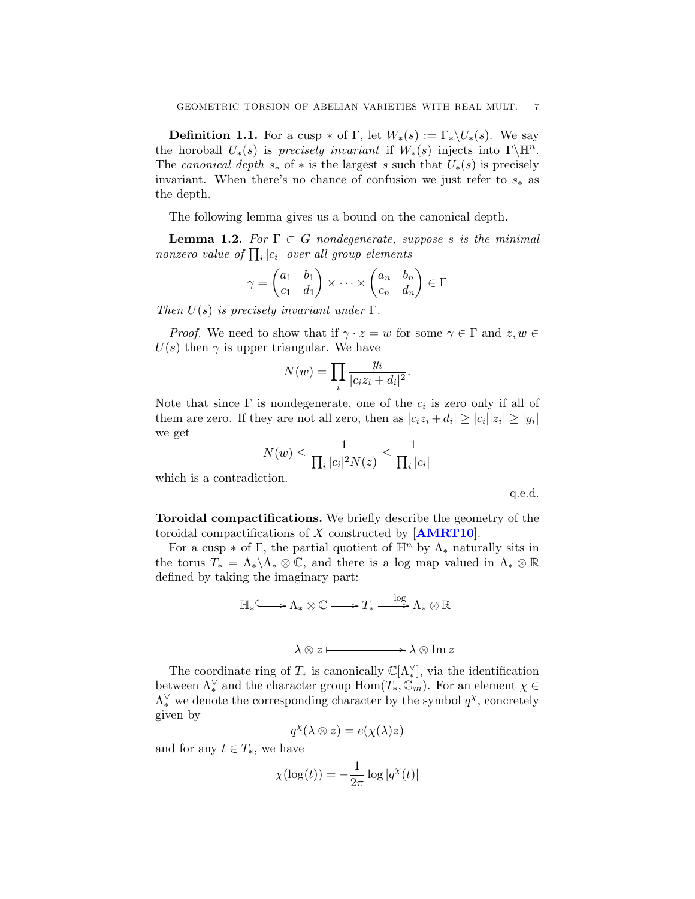**Definition 1.1.** For a cusp $*$ of $\Gamma$, let $W_*(s) := \Gamma_* \backslash U_*(s)$. We say the horoball $U_*(s)$ is *precisely invariant* if $W_*(s)$ injects into $\Gamma\backslash\mathbb{H}^n$. The *canonical depth* $s_*$ of $*$ is the largest $s$ such that $U_*(s)$ is precisely invariant. When there's no chance of confusion we just refer to $s_*$ as the depth.

The following lemma gives us a bound on the canonical depth.

**Lemma 1.2.** *For $\Gamma \subset G$ nondegenerate, suppose $s$ is the minimal nonzero value of $\prod_i |c_i|$ over all group elements*

$$\gamma = \begin{pmatrix} a_1 & b_1 \\ c_1 & d_1 \end{pmatrix} \times \cdots \times \begin{pmatrix} a_n & b_n \\ c_n & d_n \end{pmatrix} \in \Gamma$$

*Then $U(s)$ is precisely invariant under $\Gamma$.*

*Proof.* We need to show that if $\gamma \cdot z = w$ for some $\gamma \in \Gamma$ and $z, w \in U(s)$ then $\gamma$ is upper triangular. We have

$$N(w) = \prod_i \frac{y_i}{|c_i z_i + d_i|^2}.$$

Note that since $\Gamma$ is nondegenerate, one of the $c_i$ is zero only if all of them are zero. If they are not all zero, then as $|c_i z_i + d_i| \geq |c_i||z_i| \geq |y_i|$ we get

$$N(w) \leq \frac{1}{\prod_i |c_i|^2 N(z)} \leq \frac{1}{\prod_i |c_i|}$$

which is a contradiction.

q.e.d.

**Toroidal compactifications.** We briefly describe the geometry of the toroidal compactifications of $X$ constructed by [**AMRT10**].

For a cusp $*$ of $\Gamma$, the partial quotient of $\mathbb{H}^n$ by $\Lambda_*$ naturally sits in the torus $T_* = \Lambda_* \backslash \Lambda_* \otimes \mathbb{C}$, and there is a log map valued in $\Lambda_* \otimes \mathbb{R}$ defined by taking the imaginary part:

$$\mathbb{H}_* \hookrightarrow \Lambda_* \otimes \mathbb{C} \longrightarrow T_* \xrightarrow{\log} \Lambda_* \otimes \mathbb{R}$$

$$\lambda \otimes z \longmapsto \lambda \otimes \operatorname{Im} z$$

The coordinate ring of $T_*$ is canonically $\mathbb{C}[\Lambda_*^\vee]$, via the identification between $\Lambda_*^\vee$ and the character group $\operatorname{Hom}(T_*, \mathbb{G}_m)$. For an element $\chi \in \Lambda_*^\vee$ we denote the corresponding character by the symbol $q^\chi$, concretely given by

$$q^\chi(\lambda \otimes z) = e(\chi(\lambda) z)$$

and for any $t \in T_*$, we have

$$\chi(\log(t)) = -\frac{1}{2\pi} \log |q^\chi(t)|$$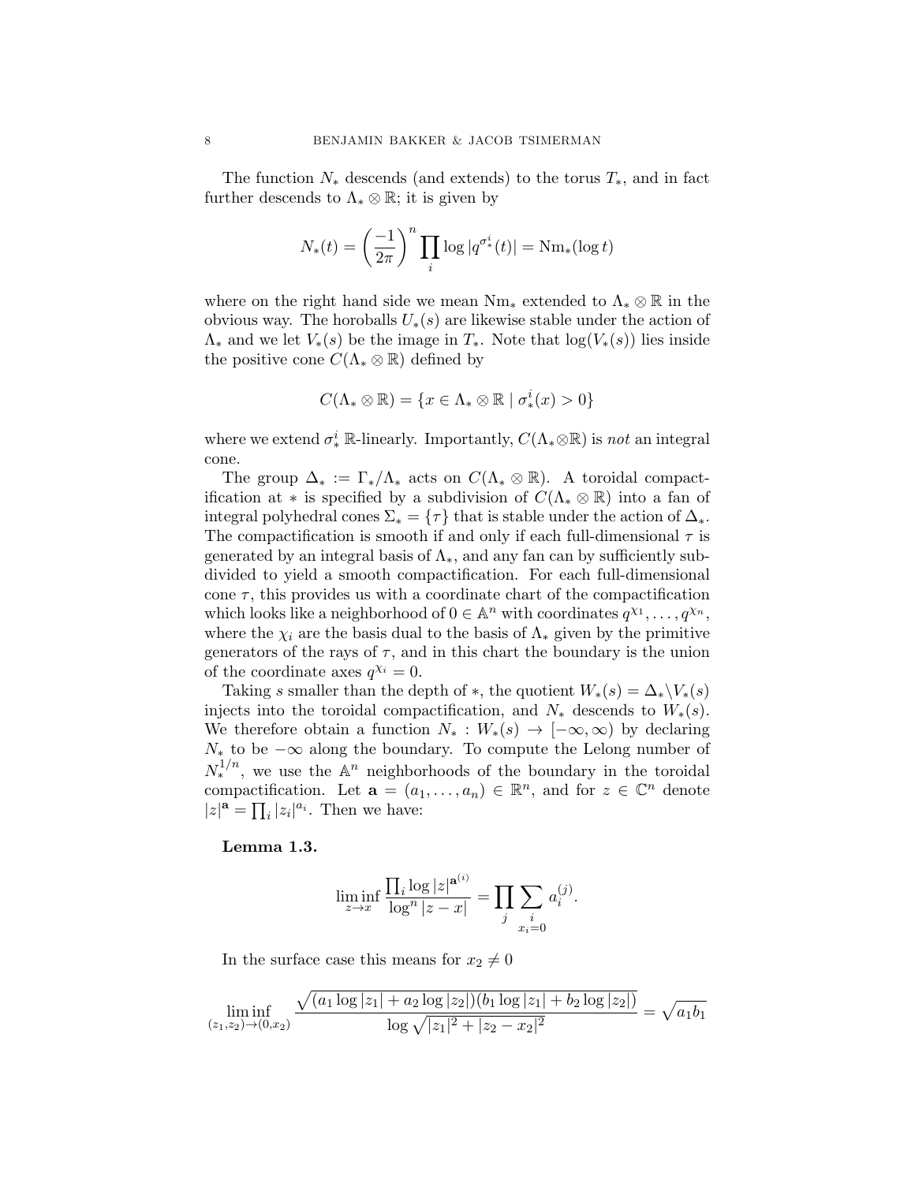The function $N_*$ descends (and extends) to the torus $T_*$, and in fact further descends to $\Lambda_* \otimes \mathbb{R}$; it is given by

$$N_*(t) = \left(\frac{-1}{2\pi}\right)^n \prod_i \log |q^{\sigma_*^i}(t)| = \mathrm{Nm}_*(\log t)$$

where on the right hand side we mean $\mathrm{Nm}_*$ extended to $\Lambda_* \otimes \mathbb{R}$ in the obvious way. The horoballs $U_*(s)$ are likewise stable under the action of $\Lambda_*$ and we let $V_*(s)$ be the image in $T_*$. Note that $\log(V_*(s))$ lies inside the positive cone $C(\Lambda_* \otimes \mathbb{R})$ defined by

$$C(\Lambda_* \otimes \mathbb{R}) = \{x \in \Lambda_* \otimes \mathbb{R} \mid \sigma_*^i(x) > 0\}$$

where we extend $\sigma_*^i$ $\mathbb{R}$-linearly. Importantly, $C(\Lambda_* \otimes \mathbb{R})$ is *not* an integral cone.

The group $\Delta_* := \Gamma_*/\Lambda_*$ acts on $C(\Lambda_* \otimes \mathbb{R})$. A toroidal compactification at $*$ is specified by a subdivision of $C(\Lambda_* \otimes \mathbb{R})$ into a fan of integral polyhedral cones $\Sigma_* = \{\tau\}$ that is stable under the action of $\Delta_*$. The compactification is smooth if and only if each full-dimensional $\tau$ is generated by an integral basis of $\Lambda_*$, and any fan can by sufficiently subdivided to yield a smooth compactification. For each full-dimensional cone $\tau$, this provides us with a coordinate chart of the compactification which looks like a neighborhood of $0 \in \mathbb{A}^n$ with coordinates $q^{\chi_1}, \ldots, q^{\chi_n}$, where the $\chi_i$ are the basis dual to the basis of $\Lambda_*$ given by the primitive generators of the rays of $\tau$, and in this chart the boundary is the union of the coordinate axes $q^{\chi_i} = 0$.

Taking $s$ smaller than the depth of $*$, the quotient $W_*(s) = \Delta_* \backslash V_*(s)$ injects into the toroidal compactification, and $N_*$ descends to $W_*(s)$. We therefore obtain a function $N_* : W_*(s) \to [-\infty, \infty)$ by declaring $N_*$ to be $-\infty$ along the boundary. To compute the Lelong number of $N_*^{1/n}$, we use the $\mathbb{A}^n$ neighborhoods of the boundary in the toroidal compactification. Let $\mathbf{a} = (a_1, \ldots, a_n) \in \mathbb{R}^n$, and for $z \in \mathbb{C}^n$ denote $|z|^{\mathbf{a}} = \prod_i |z_i|^{a_i}$. Then we have:

**Lemma 1.3.**

$$\liminf_{z \to x} \frac{\prod_i \log |z|^{\mathbf{a}^{(i)}}}{\log^n |z - x|} = \prod_j \sum_{\substack{i \\ x_i = 0}} a_i^{(j)}.$$

In the surface case this means for $x_2 \neq 0$

$$\liminf_{(z_1, z_2) \to (0, x_2)} \frac{\sqrt{(a_1 \log |z_1| + a_2 \log |z_2|)(b_1 \log |z_1| + b_2 \log |z_2|)}}{\log \sqrt{|z_1|^2 + |z_2 - x_2|^2}} = \sqrt{a_1 b_1}$$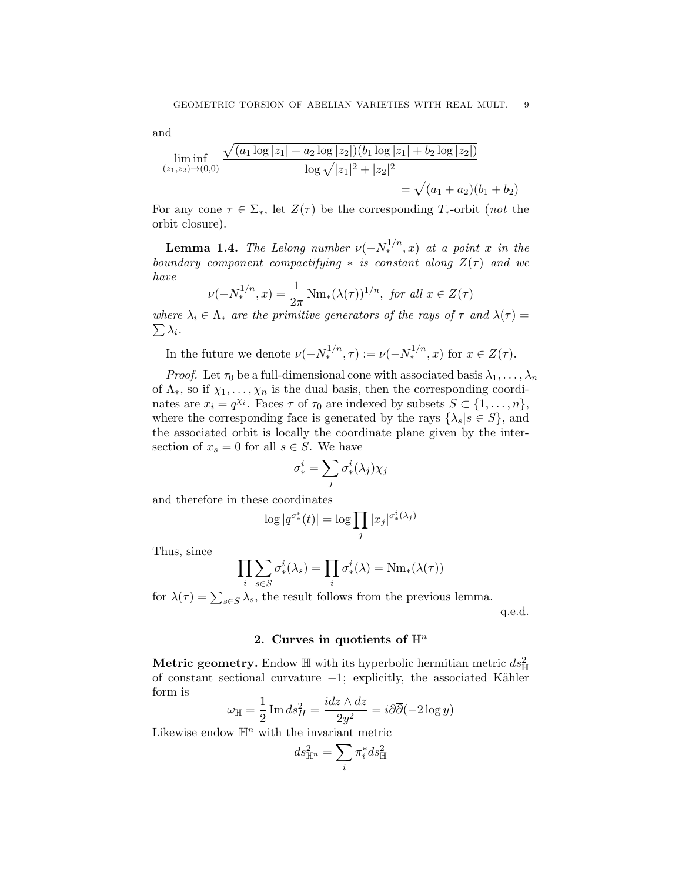and

$$\liminf_{(z_1,z_2)\to(0,0)} \frac{\sqrt{(a_1\log|z_1| + a_2\log|z_2|)(b_1\log|z_1| + b_2\log|z_2|)}}{\log\sqrt{|z_1|^2+|z_2|^2}} = \sqrt{(a_1+a_2)(b_1+b_2)}$$

For any cone $\tau \in \Sigma_*$, let $Z(\tau)$ be the corresponding $T_*$-orbit (*not* the orbit closure).

**Lemma 1.4.** *The Lelong number $\nu(-N_*^{1/n}, x)$ at a point $x$ in the boundary component compactifying $*$ is constant along $Z(\tau)$ and we have*

$$\nu(-N_*^{1/n}, x) = \frac{1}{2\pi}\operatorname{Nm}_*(\lambda(\tau))^{1/n}, \text{ for all } x \in Z(\tau)$$

*where $\lambda_i \in \Lambda_*$ are the primitive generators of the rays of $\tau$ and $\lambda(\tau) = \sum \lambda_i$.*

In the future we denote $\nu(-N_*^{1/n}, \tau) := \nu(-N_*^{1/n}, x)$ for $x \in Z(\tau)$.

*Proof.* Let $\tau_0$ be a full-dimensional cone with associated basis $\lambda_1, \ldots, \lambda_n$ of $\Lambda_*$, so if $\chi_1, \ldots, \chi_n$ is the dual basis, then the corresponding coordinates are $x_i = q^{\chi_i}$. Faces $\tau$ of $\tau_0$ are indexed by subsets $S \subset \{1, \ldots, n\}$, where the corresponding face is generated by the rays $\{\lambda_s | s \in S\}$, and the associated orbit is locally the coordinate plane given by the intersection of $x_s = 0$ for all $s \in S$. We have

$$\sigma_*^i = \sum_j \sigma_*^i(\lambda_j)\chi_j$$

and therefore in these coordinates

$$\log|q^{\sigma_*^i}(t)| = \log\prod_j |x_j|^{\sigma_*^i(\lambda_j)}$$

Thus, since

$$\prod_i \sum_{s\in S} \sigma_*^i(\lambda_s) = \prod_i \sigma_*^i(\lambda) = \operatorname{Nm}_*(\lambda(\tau))$$

for $\lambda(\tau) = \sum_{s\in S}\lambda_s$, the result follows from the previous lemma.

q.e.d.

## 2. Curves in quotients of $\mathbb{H}^n$

**Metric geometry.** Endow $\mathbb{H}$ with its hyperbolic hermitian metric $ds^2_{\mathbb{H}}$ of constant sectional curvature $-1$; explicitly, the associated Kähler form is

$$\omega_{\mathbb{H}} = \frac{1}{2}\operatorname{Im} ds^2_H = \frac{idz\wedge d\overline{z}}{2y^2} = i\partial\overline{\partial}(-2\log y)$$

Likewise endow $\mathbb{H}^n$ with the invariant metric

$$ds^2_{\mathbb{H}^n} = \sum_i \pi_i^* ds^2_{\mathbb{H}}$$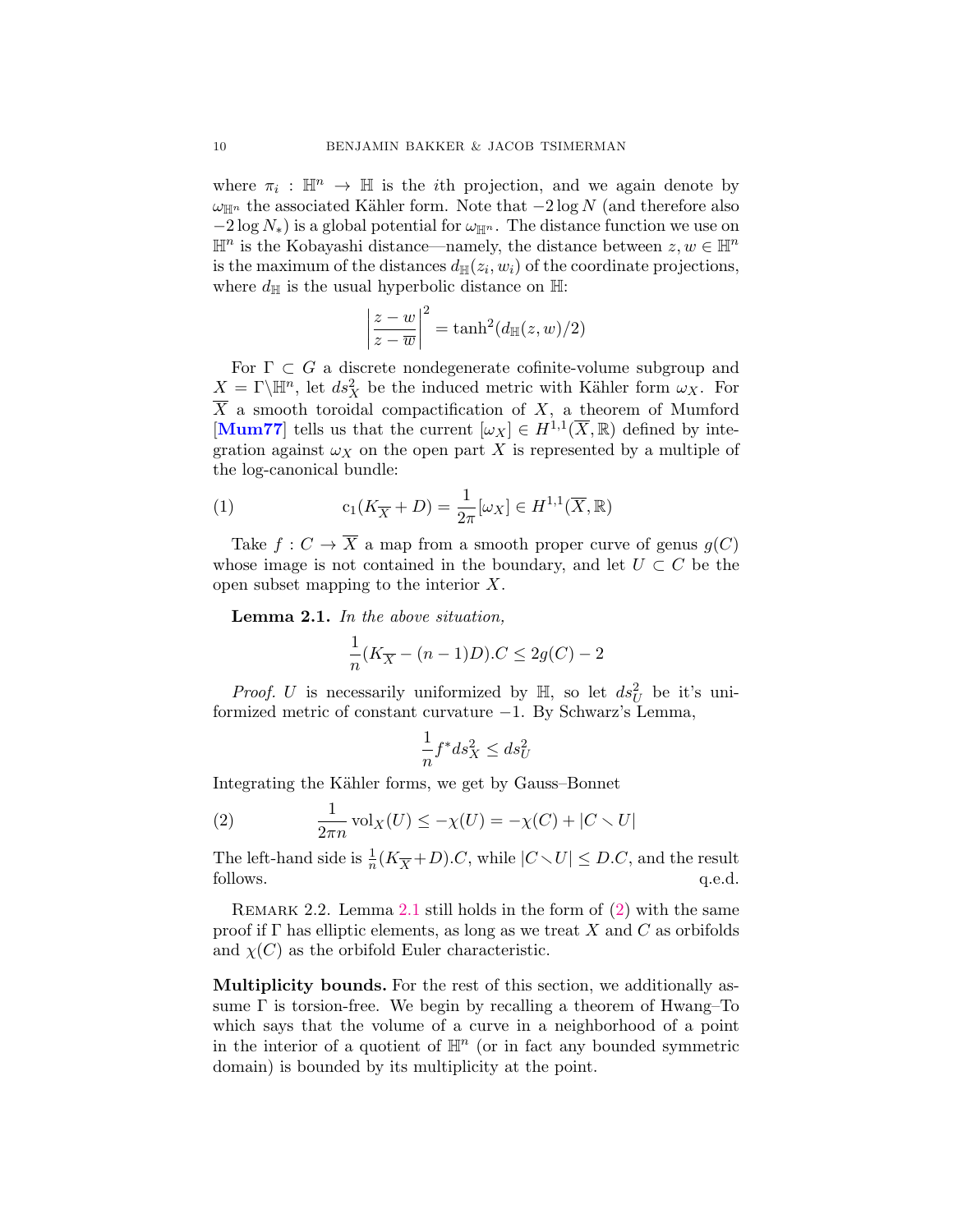where $\pi_i : \mathbb{H}^n \to \mathbb{H}$ is the $i$th projection, and we again denote by $\omega_{\mathbb{H}^n}$ the associated Kähler form. Note that $-2\log N$ (and therefore also $-2\log N_*$) is a global potential for $\omega_{\mathbb{H}^n}$. The distance function we use on $\mathbb{H}^n$ is the Kobayashi distance—namely, the distance between $z, w \in \mathbb{H}^n$ is the maximum of the distances $d_{\mathbb{H}}(z_i, w_i)$ of the coordinate projections, where $d_{\mathbb{H}}$ is the usual hyperbolic distance on $\mathbb{H}$:

$$\left|\frac{z-w}{z-\overline{w}}\right|^2 = \tanh^2(d_{\mathbb{H}}(z,w)/2)$$

For $\Gamma \subset G$ a discrete nondegenerate cofinite-volume subgroup and $X = \Gamma\backslash\mathbb{H}^n$, let $ds^2_X$ be the induced metric with Kähler form $\omega_X$. For $\overline{X}$ a smooth toroidal compactification of $X$, a theorem of Mumford [**Mum77**] tells us that the current $[\omega_X] \in H^{1,1}(\overline{X}, \mathbb{R})$ defined by integration against $\omega_X$ on the open part $X$ is represented by a multiple of the log-canonical bundle:

$$\mathrm{c}_1(K_{\overline{X}} + D) = \frac{1}{2\pi}[\omega_X] \in H^{1,1}(\overline{X}, \mathbb{R}) \tag{1}$$

Take $f : C \to \overline{X}$ a map from a smooth proper curve of genus $g(C)$ whose image is not contained in the boundary, and let $U \subset C$ be the open subset mapping to the interior $X$.

**Lemma 2.1.** *In the above situation,*

$$\frac{1}{n}(K_{\overline{X}} - (n-1)D).C \leq 2g(C) - 2$$

*Proof.* $U$ is necessarily uniformized by $\mathbb{H}$, so let $ds^2_U$ be it's uniformized metric of constant curvature $-1$. By Schwarz's Lemma,

$$\frac{1}{n}f^*ds^2_X \leq ds^2_U$$

Integrating the Kähler forms, we get by Gauss–Bonnet

$$\frac{1}{2\pi n}\operatorname{vol}_X(U) \leq -\chi(U) = -\chi(C) + |C \smallsetminus U| \tag{2}$$

The left-hand side is $\frac{1}{n}(K_{\overline{X}} + D).C$, while $|C \smallsetminus U| \leq D.C$, and the result follows. q.e.d.

Remark 2.2. Lemma 2.1 still holds in the form of (2) with the same proof if $\Gamma$ has elliptic elements, as long as we treat $X$ and $C$ as orbifolds and $\chi(C)$ as the orbifold Euler characteristic.

**Multiplicity bounds.** For the rest of this section, we additionally assume $\Gamma$ is torsion-free. We begin by recalling a theorem of Hwang–To which says that the volume of a curve in a neighborhood of a point in the interior of a quotient of $\mathbb{H}^n$ (or in fact any bounded symmetric domain) is bounded by its multiplicity at the point.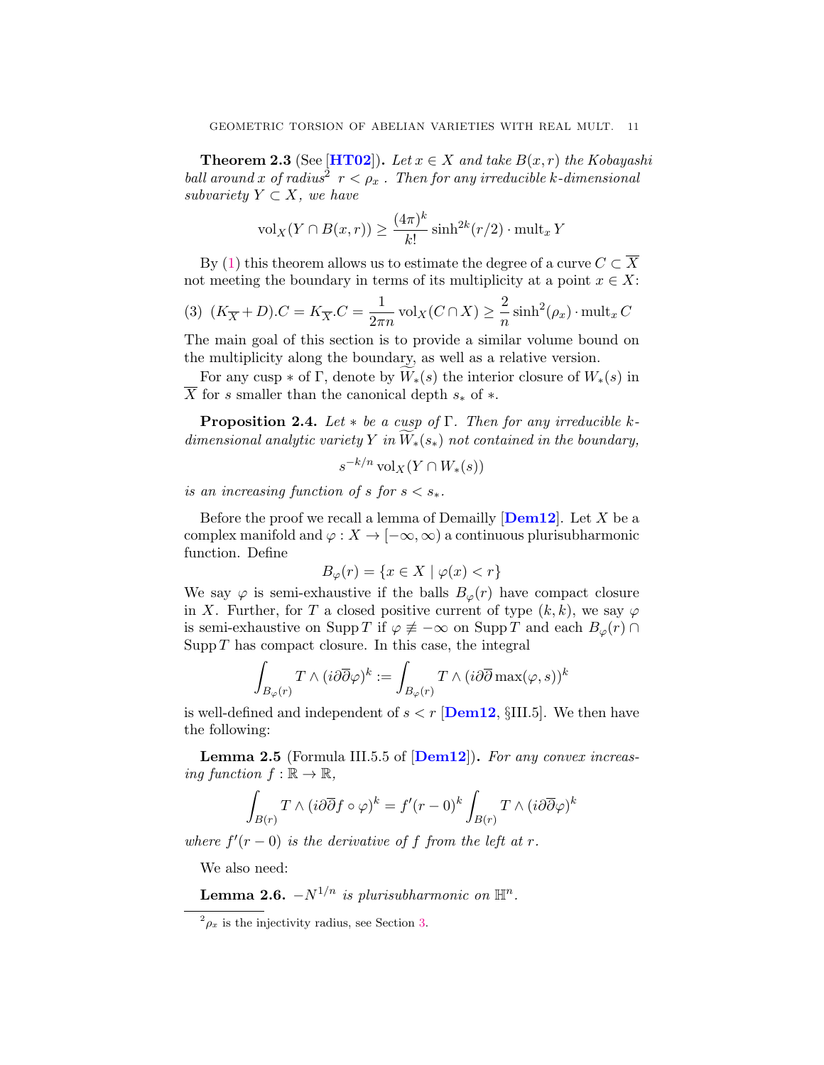**Theorem 2.3** (See [**HT02**])**.** *Let $x \in X$ and take $B(x,r)$ the Kobayashi ball around $x$ of radius[2] $r < \rho_x$ . Then for any irreducible $k$-dimensional subvariety $Y \subset X$, we have*

$$\mathrm{vol}_X(Y \cap B(x,r)) \geq \frac{(4\pi)^k}{k!} \sinh^{2k}(r/2) \cdot \mathrm{mult}_x Y$$

By (1) this theorem allows us to estimate the degree of a curve $C \subset \overline{X}$ not meeting the boundary in terms of its multiplicity at a point $x \in X$:

$$(3)\quad (K_{\overline{X}} + D).C = K_{\overline{X}}.C = \frac{1}{2\pi n} \mathrm{vol}_X(C \cap X) \geq \frac{2}{n} \sinh^2(\rho_x) \cdot \mathrm{mult}_x C$$

The main goal of this section is to provide a similar volume bound on the multiplicity along the boundary, as well as a relative version.

For any cusp $*$ of $\Gamma$, denote by $\widetilde{W}_*(s)$ the interior closure of $W_*(s)$ in $\overline{X}$ for $s$ smaller than the canonical depth $s_*$ of $*$.

**Proposition 2.4.** *Let $*$ be a cusp of $\Gamma$. Then for any irreducible $k$-dimensional analytic variety $Y$ in $\widetilde{W}_*(s_*)$ not contained in the boundary,*

$$s^{-k/n} \mathrm{vol}_X(Y \cap W_*(s))$$

*is an increasing function of $s$ for $s < s_*$.*

Before the proof we recall a lemma of Demailly [**Dem12**]. Let $X$ be a complex manifold and $\varphi : X \to [-\infty, \infty)$ a continuous plurisubharmonic function. Define

$$B_\varphi(r) = \{x \in X \mid \varphi(x) < r\}$$

We say $\varphi$ is semi-exhaustive if the balls $B_\varphi(r)$ have compact closure in $X$. Further, for $T$ a closed positive current of type $(k,k)$, we say $\varphi$ is semi-exhaustive on $\mathrm{Supp}\, T$ if $\varphi \not\equiv -\infty$ on $\mathrm{Supp}\, T$ and each $B_\varphi(r) \cap \mathrm{Supp}\, T$ has compact closure. In this case, the integral

$$\int_{B_\varphi(r)} T \wedge (i\partial\overline{\partial}\varphi)^k := \int_{B_\varphi(r)} T \wedge (i\partial\overline{\partial} \max(\varphi, s))^k$$

is well-defined and independent of $s < r$ [**Dem12**, §III.5]. We then have the following:

**Lemma 2.5** (Formula III.5.5 of [**Dem12**])**.** *For any convex increasing function $f : \mathbb{R} \to \mathbb{R}$,*

$$\int_{B(r)} T \wedge (i\partial\overline{\partial} f \circ \varphi)^k = f'(r-0)^k \int_{B(r)} T \wedge (i\partial\overline{\partial}\varphi)^k$$

*where $f'(r-0)$ is the derivative of $f$ from the left at $r$.*

We also need:

**Lemma 2.6.** *$-N^{1/n}$ is plurisubharmonic on $\mathbb{H}^n$.*

---

[2] $\rho_x$ is the injectivity radius, see Section 3.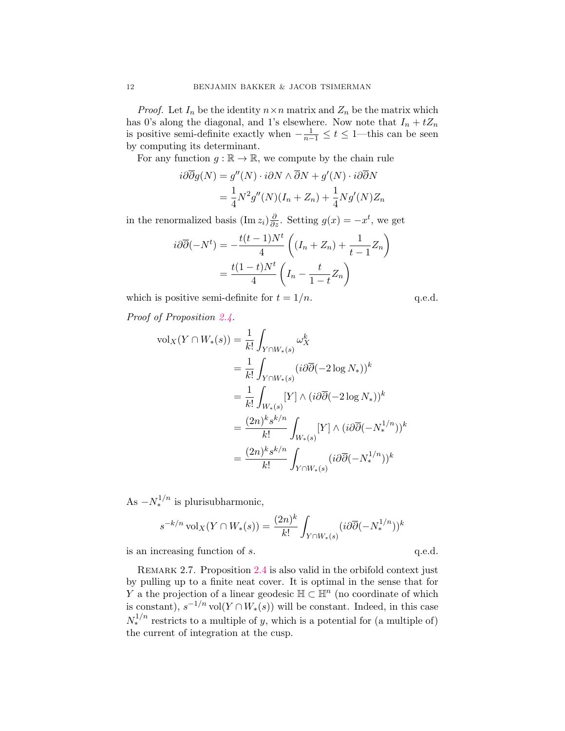*Proof.* Let $I_n$ be the identity $n\times n$ matrix and $Z_n$ be the matrix which has 0's along the diagonal, and 1's elsewhere. Now note that $I_n + tZ_n$ is positive semi-definite exactly when $-\frac{1}{n-1} \leq t \leq 1$—this can be seen by computing its determinant.

For any function $g : \mathbb{R} \to \mathbb{R}$, we compute by the chain rule

$$\begin{aligned} i\partial\overline{\partial} g(N) &= g''(N) \cdot i\partial N \wedge \overline{\partial} N + g'(N) \cdot i\partial\overline{\partial} N \\ &= \frac{1}{4} N^2 g''(N)(I_n + Z_n) + \frac{1}{4} N g'(N) Z_n \end{aligned}$$

in the renormalized basis $(\operatorname{Im} z_i)\frac{\partial}{\partial z}$. Setting $g(x) = -x^t$, we get

$$\begin{aligned} i\partial\overline{\partial}(-N^t) &= -\frac{t(t-1)N^t}{4}\left((I_n + Z_n) + \frac{1}{t-1} Z_n\right) \\ &= \frac{t(1-t)N^t}{4}\left(I_n - \frac{t}{1-t} Z_n\right) \end{aligned}$$

which is positive semi-definite for $t = 1/n$. q.e.d.

*Proof of Proposition 2.4.*

$$\begin{aligned} \operatorname{vol}_X(Y \cap W_*(s)) &= \frac{1}{k!}\int_{Y\cap W_*(s)} \omega_X^k \\ &= \frac{1}{k!}\int_{Y\cap W_*(s)} (i\partial\overline{\partial}(-2\log N_*))^k \\ &= \frac{1}{k!}\int_{W_*(s)} [Y] \wedge (i\partial\overline{\partial}(-2\log N_*))^k \\ &= \frac{(2n)^k s^{k/n}}{k!}\int_{W_*(s)} [Y] \wedge (i\partial\overline{\partial}(-N_*^{1/n}))^k \\ &= \frac{(2n)^k s^{k/n}}{k!}\int_{Y\cap W_*(s)} (i\partial\overline{\partial}(-N_*^{1/n}))^k \end{aligned}$$

As $-N_*^{1/n}$ is plurisubharmonic,

$$s^{-k/n}\operatorname{vol}_X(Y \cap W_*(s)) = \frac{(2n)^k}{k!}\int_{Y\cap W_*(s)} (i\partial\overline{\partial}(-N_*^{1/n}))^k$$

is an increasing function of $s$. q.e.d.

Remark 2.7. Proposition 2.4 is also valid in the orbifold context just by pulling up to a finite neat cover. It is optimal in the sense that for $Y$ a the projection of a linear geodesic $\mathbb{H} \subset \mathbb{H}^n$ (no coordinate of which is constant), $s^{-1/n}\operatorname{vol}(Y \cap W_*(s))$ will be constant. Indeed, in this case $N_*^{1/n}$ restricts to a multiple of $y$, which is a potential for (a multiple of) the current of integration at the cusp.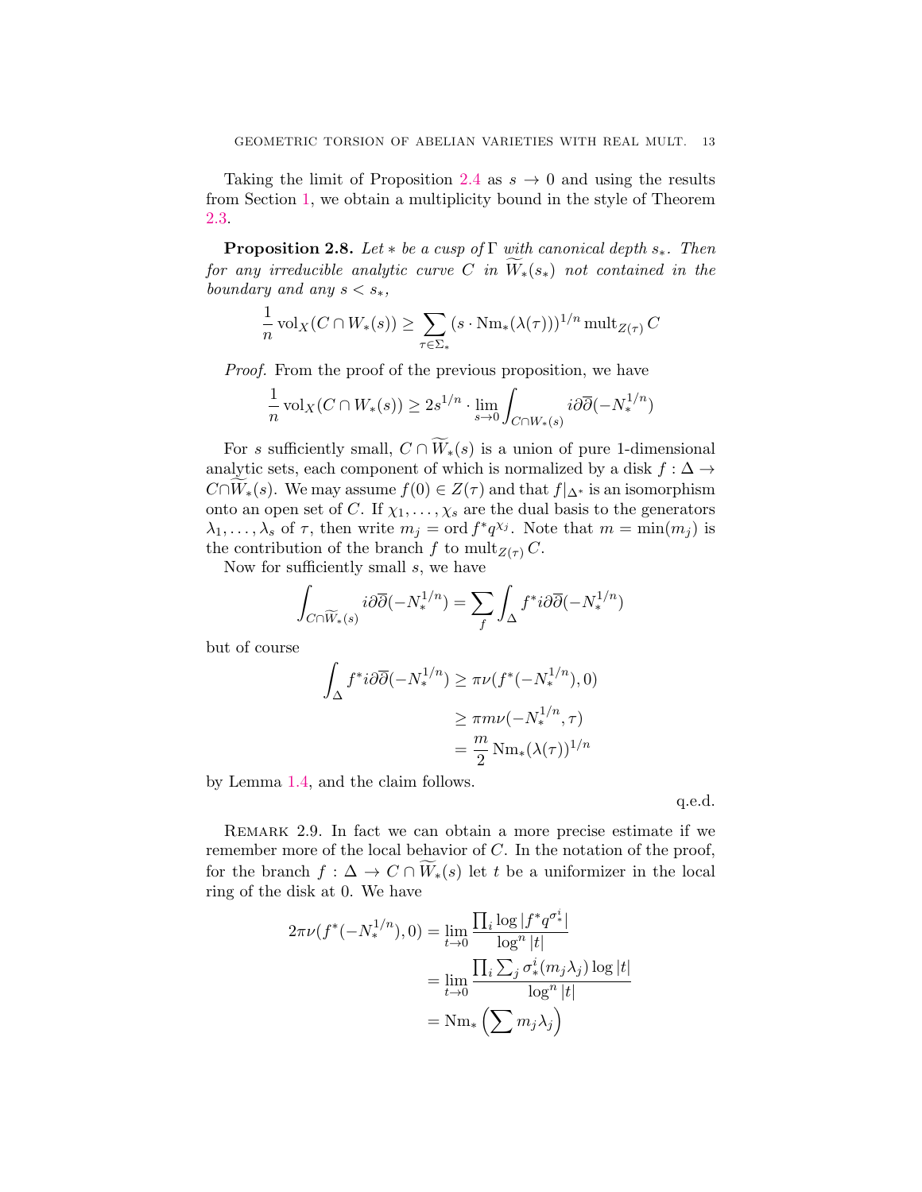Taking the limit of Proposition 2.4 as $s \to 0$ and using the results from Section 1, we obtain a multiplicity bound in the style of Theorem 2.3.

**Proposition 2.8.** *Let $*$ be a cusp of $\Gamma$ with canonical depth $s_*$. Then for any irreducible analytic curve $C$ in $\widetilde{W}_*(s_*)$ not contained in the boundary and any $s < s_*$,*

$$\frac{1}{n}\operatorname{vol}_X(C \cap W_*(s)) \geq \sum_{\tau \in \Sigma_*} (s \cdot \operatorname{Nm}_*(\lambda(\tau)))^{1/n} \operatorname{mult}_{Z(\tau)} C$$

*Proof.* From the proof of the previous proposition, we have

$$\frac{1}{n}\operatorname{vol}_X(C \cap W_*(s)) \geq 2s^{1/n} \cdot \lim_{s \to 0} \int_{C \cap W_*(s)} i\partial\overline{\partial}(-N_*^{1/n})$$

For $s$ sufficiently small, $C \cap \widetilde{W}_*(s)$ is a union of pure 1-dimensional analytic sets, each component of which is normalized by a disk $f : \Delta \to C \cap \widetilde{W}_*(s)$. We may assume $f(0) \in Z(\tau)$ and that $f|_{\Delta^*}$ is an isomorphism onto an open set of $C$. If $\chi_1, \ldots, \chi_s$ are the dual basis to the generators $\lambda_1, \ldots, \lambda_s$ of $\tau$, then write $m_j = \operatorname{ord} f^* q^{\chi_j}$. Note that $m = \min(m_j)$ is the contribution of the branch $f$ to $\operatorname{mult}_{Z(\tau)} C$.

Now for sufficiently small $s$, we have

$$\int_{C \cap \widetilde{W}_*(s)} i\partial\overline{\partial}(-N_*^{1/n}) = \sum_f \int_\Delta f^* i\partial\overline{\partial}(-N_*^{1/n})$$

but of course

$$\begin{aligned}
\int_\Delta f^* i\partial\overline{\partial}(-N_*^{1/n}) &\geq \pi\nu(f^*(-N_*^{1/n}), 0) \\
&\geq \pi m \nu(-N_*^{1/n}, \tau) \\
&= \frac{m}{2}\operatorname{Nm}_*(\lambda(\tau))^{1/n}
\end{aligned}$$

by Lemma 1.4, and the claim follows.

q.e.d.

Remark 2.9. In fact we can obtain a more precise estimate if we remember more of the local behavior of $C$. In the notation of the proof, for the branch $f : \Delta \to C \cap \widetilde{W}_*(s)$ let $t$ be a uniformizer in the local ring of the disk at 0. We have

$$\begin{aligned}
2\pi\nu(f^*(-N_*^{1/n}), 0) &= \lim_{t \to 0} \frac{\prod_i \log |f^* q^{\sigma_*^i}|}{\log^n |t|} \\
&= \lim_{t \to 0} \frac{\prod_i \sum_j \sigma_*^i(m_j \lambda_j) \log |t|}{\log^n |t|} \\
&= \operatorname{Nm}_*\left(\sum m_j \lambda_j\right)
\end{aligned}$$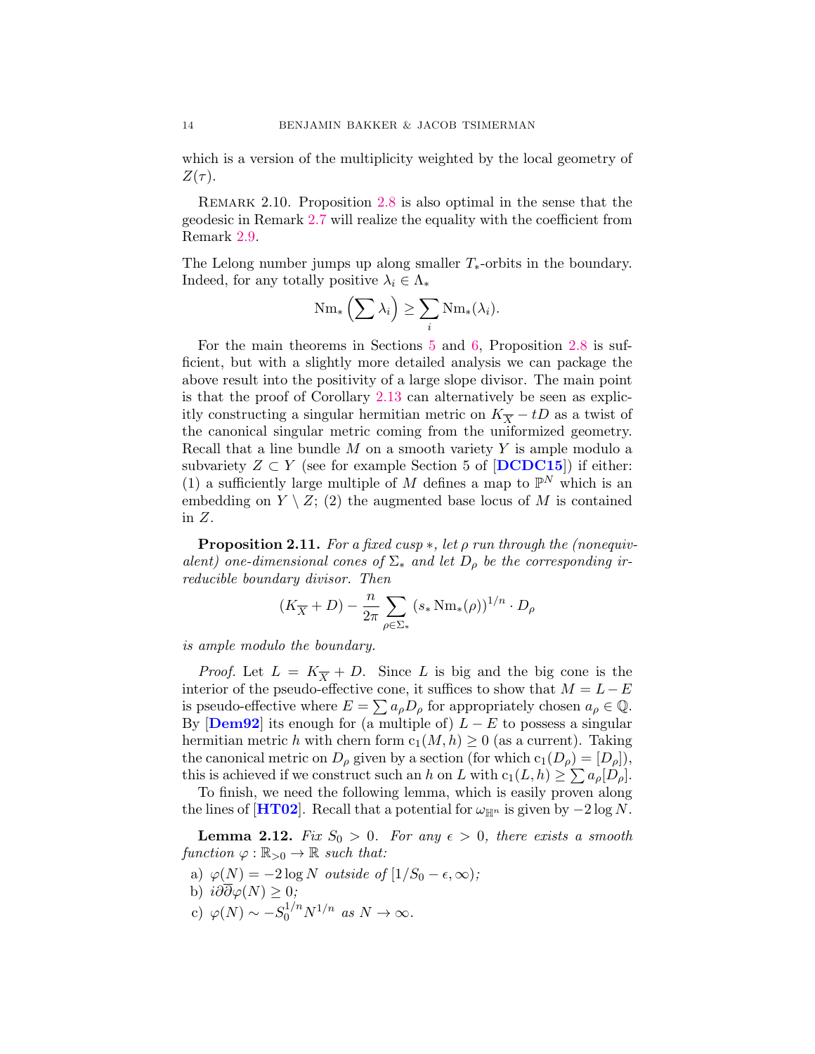which is a version of the multiplicity weighted by the local geometry of $Z(\tau)$.

Remark 2.10. Proposition 2.8 is also optimal in the sense that the geodesic in Remark 2.7 will realize the equality with the coefficient from Remark 2.9.

The Lelong number jumps up along smaller $T_*$-orbits in the boundary. Indeed, for any totally positive $\lambda_i \in \Lambda_*$

$$\mathrm{Nm}_*\left(\sum \lambda_i\right) \geq \sum_i \mathrm{Nm}_*(\lambda_i).$$

For the main theorems in Sections 5 and 6, Proposition 2.8 is sufficient, but with a slightly more detailed analysis we can package the above result into the positivity of a large slope divisor. The main point is that the proof of Corollary 2.13 can alternatively be seen as explicitly constructing a singular hermitian metric on $K_{\overline{X}} - tD$ as a twist of the canonical singular metric coming from the uniformized geometry. Recall that a line bundle $M$ on a smooth variety $Y$ is ample modulo a subvariety $Z \subset Y$ (see for example Section 5 of [**DCDC15**]) if either: (1) a sufficiently large multiple of $M$ defines a map to $\mathbb{P}^N$ which is an embedding on $Y \setminus Z$; (2) the augmented base locus of $M$ is contained in $Z$.

**Proposition 2.11.** *For a fixed cusp $*$, let $\rho$ run through the (nonequivalent) one-dimensional cones of $\Sigma_*$ and let $D_\rho$ be the corresponding irreducible boundary divisor. Then*

$$(K_{\overline{X}} + D) - \frac{n}{2\pi} \sum_{\rho \in \Sigma_*} \left(s_* \,\mathrm{Nm}_*(\rho)\right)^{1/n} \cdot D_\rho$$

*is ample modulo the boundary.*

*Proof.* Let $L = K_{\overline{X}} + D$. Since $L$ is big and the big cone is the interior of the pseudo-effective cone, it suffices to show that $M = L - E$ is pseudo-effective where $E = \sum a_\rho D_\rho$ for appropriately chosen $a_\rho \in \mathbb{Q}$. By [**Dem92**] its enough for (a multiple of) $L - E$ to possess a singular hermitian metric $h$ with chern form $\mathrm{c}_1(M, h) \geq 0$ (as a current). Taking the canonical metric on $D_\rho$ given by a section (for which $\mathrm{c}_1(D_\rho) = [D_\rho]$), this is achieved if we construct such an $h$ on $L$ with $\mathrm{c}_1(L, h) \geq \sum a_\rho [D_\rho]$.

To finish, we need the following lemma, which is easily proven along the lines of [**HT02**]. Recall that a potential for $\omega_{\mathbb{H}^n}$ is given by $-2\log N$.

**Lemma 2.12.** *Fix $S_0 > 0$. For any $\epsilon > 0$, there exists a smooth function $\varphi : \mathbb{R}_{>0} \to \mathbb{R}$ such that:*

a) $\varphi(N) = -2\log N$ *outside of* $[1/S_0 - \epsilon, \infty)$;
b) $i\partial\overline{\partial}\varphi(N) \geq 0$;
c) $\varphi(N) \sim -S_0^{1/n} N^{1/n}$ *as* $N \to \infty$.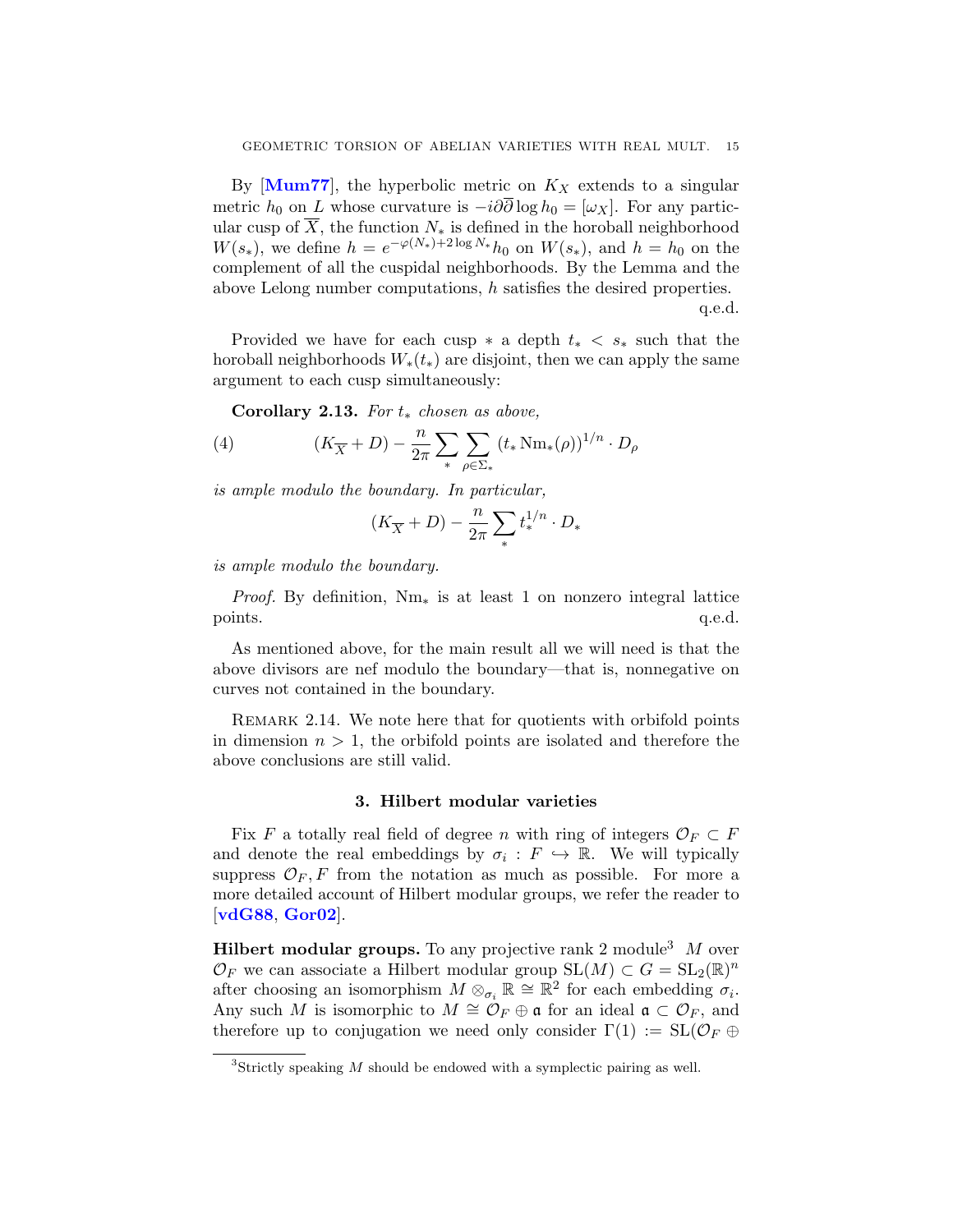By [Mum77], the hyperbolic metric on $K_X$ extends to a singular metric $h_0$ on $L$ whose curvature is $-i\partial\overline{\partial}\log h_0 = [\omega_X]$. For any particular cusp of $\overline{X}$, the function $N_*$ is defined in the horoball neighborhood $W(s_*)$, we define $h = e^{-\varphi(N_*)+2\log N_*}h_0$ on $W(s_*)$, and $h = h_0$ on the complement of all the cuspidal neighborhoods. By the Lemma and the above Lelong number computations, $h$ satisfies the desired properties.

q.e.d.

Provided we have for each cusp $*$ a depth $t_* < s_*$ such that the horoball neighborhoods $W_*(t_*)$ are disjoint, then we can apply the same argument to each cusp simultaneously:

**Corollary 2.13.** *For $t_*$ chosen as above,*

$$(K_{\overline{X}} + D) - \frac{n}{2\pi}\sum_{*}\sum_{\rho\in\Sigma_*}\left(t_*\operatorname{Nm}_*(\rho)\right)^{1/n}\cdot D_\rho \tag{4}$$

*is ample modulo the boundary. In particular,*

$$(K_{\overline{X}} + D) - \frac{n}{2\pi}\sum_{*} t_*^{1/n}\cdot D_*$$

*is ample modulo the boundary.*

*Proof.* By definition, $\operatorname{Nm}_*$ is at least 1 on nonzero integral lattice points. q.e.d.

As mentioned above, for the main result all we will need is that the above divisors are nef modulo the boundary—that is, nonnegative on curves not contained in the boundary.

Remark 2.14. We note here that for quotients with orbifold points in dimension $n > 1$, the orbifold points are isolated and therefore the above conclusions are still valid.

## 3. Hilbert modular varieties

Fix $F$ a totally real field of degree $n$ with ring of integers $\mathcal{O}_F \subset F$ and denote the real embeddings by $\sigma_i : F \hookrightarrow \mathbb{R}$. We will typically suppress $\mathcal{O}_F, F$ from the notation as much as possible. For more a more detailed account of Hilbert modular groups, we refer the reader to [vdG88, Gor02].

**Hilbert modular groups.** To any projective rank 2 module[3] $M$ over $\mathcal{O}_F$ we can associate a Hilbert modular group $\operatorname{SL}(M) \subset G = \operatorname{SL}_2(\mathbb{R})^n$ after choosing an isomorphism $M \otimes_{\sigma_i} \mathbb{R} \cong \mathbb{R}^2$ for each embedding $\sigma_i$. Any such $M$ is isomorphic to $M \cong \mathcal{O}_F \oplus \mathfrak{a}$ for an ideal $\mathfrak{a} \subset \mathcal{O}_F$, and therefore up to conjugation we need only consider $\Gamma(1) := \operatorname{SL}(\mathcal{O}_F \oplus$

[3]Strictly speaking $M$ should be endowed with a symplectic pairing as well.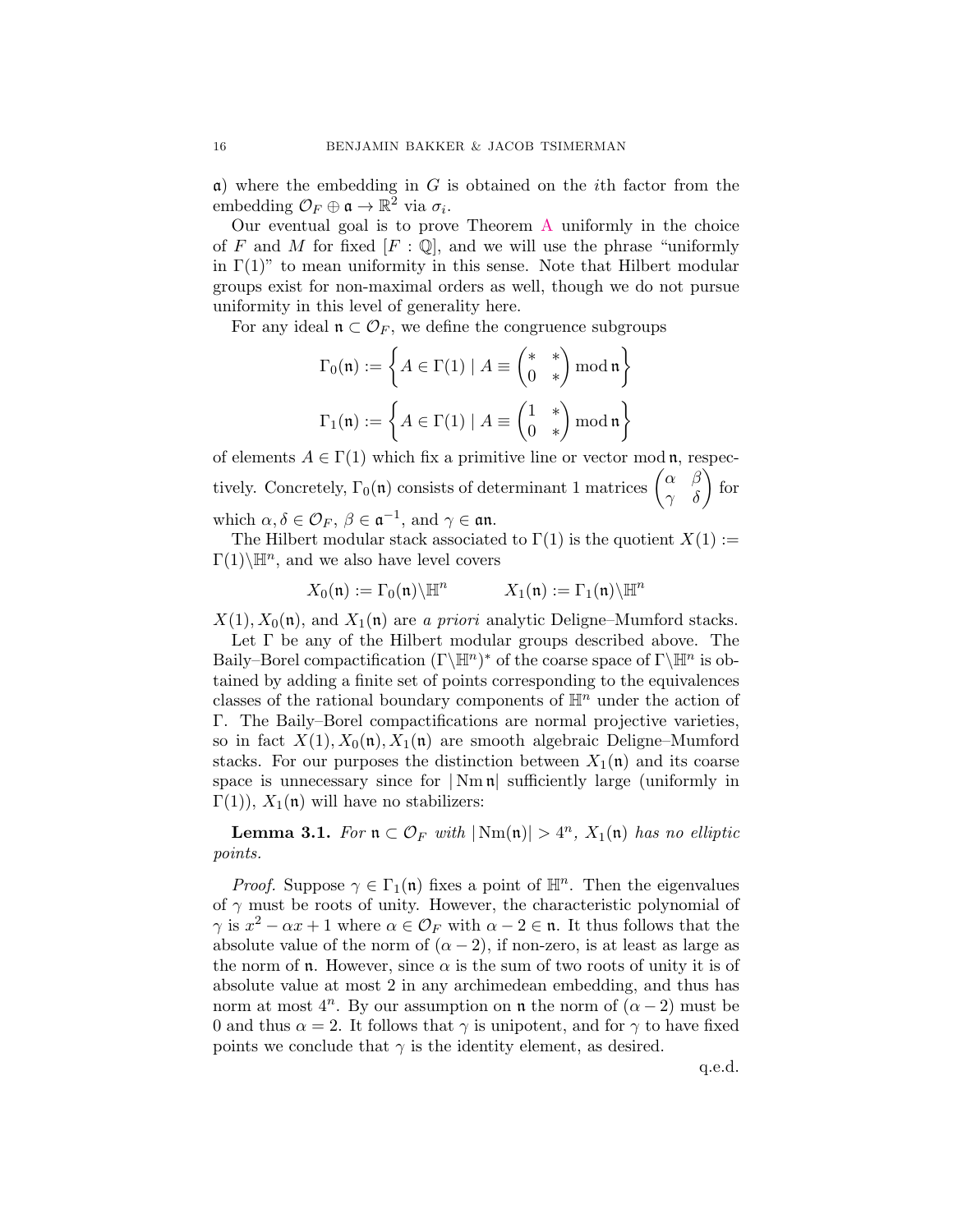$\mathfrak{a}$) where the embedding in $G$ is obtained on the $i$th factor from the embedding $\mathcal{O}_F \oplus \mathfrak{a} \to \mathbb{R}^2$ via $\sigma_i$.

Our eventual goal is to prove Theorem A uniformly in the choice of $F$ and $M$ for fixed $[F:\mathbb{Q}]$, and we will use the phrase "uniformly in $\Gamma(1)$" to mean uniformity in this sense. Note that Hilbert modular groups exist for non-maximal orders as well, though we do not pursue uniformity in this level of generality here.

For any ideal $\mathfrak{n} \subset \mathcal{O}_F$, we define the congruence subgroups

$$\Gamma_0(\mathfrak{n}) := \left\{ A \in \Gamma(1) \mid A \equiv \begin{pmatrix} * & * \\ 0 & * \end{pmatrix} \bmod \mathfrak{n} \right\}$$

$$\Gamma_1(\mathfrak{n}) := \left\{ A \in \Gamma(1) \mid A \equiv \begin{pmatrix} 1 & * \\ 0 & * \end{pmatrix} \bmod \mathfrak{n} \right\}$$

of elements $A \in \Gamma(1)$ which fix a primitive line or vector $\bmod\, \mathfrak{n}$, respectively. Concretely, $\Gamma_0(\mathfrak{n})$ consists of determinant 1 matrices $\begin{pmatrix} \alpha & \beta \\ \gamma & \delta \end{pmatrix}$ for which $\alpha, \delta \in \mathcal{O}_F$, $\beta \in \mathfrak{a}^{-1}$, and $\gamma \in \mathfrak{a}\mathfrak{n}$.

The Hilbert modular stack associated to $\Gamma(1)$ is the quotient $X(1) := \Gamma(1)\backslash\mathbb{H}^n$, and we also have level covers

$$X_0(\mathfrak{n}) := \Gamma_0(\mathfrak{n})\backslash\mathbb{H}^n \qquad X_1(\mathfrak{n}) := \Gamma_1(\mathfrak{n})\backslash\mathbb{H}^n$$

$X(1), X_0(\mathfrak{n})$, and $X_1(\mathfrak{n})$ are *a priori* analytic Deligne–Mumford stacks.

Let $\Gamma$ be any of the Hilbert modular groups described above. The Baily–Borel compactification $(\Gamma\backslash\mathbb{H}^n)^*$ of the coarse space of $\Gamma\backslash\mathbb{H}^n$ is obtained by adding a finite set of points corresponding to the equivalences classes of the rational boundary components of $\mathbb{H}^n$ under the action of $\Gamma$. The Baily–Borel compactifications are normal projective varieties, so in fact $X(1), X_0(\mathfrak{n}), X_1(\mathfrak{n})$ are smooth algebraic Deligne–Mumford stacks. For our purposes the distinction between $X_1(\mathfrak{n})$ and its coarse space is unnecessary since for $|\operatorname{Nm}\mathfrak{n}|$ sufficiently large (uniformly in $\Gamma(1)$), $X_1(\mathfrak{n})$ will have no stabilizers:

**Lemma 3.1.** *For $\mathfrak{n} \subset \mathcal{O}_F$ with $|\operatorname{Nm}(\mathfrak{n})| > 4^n$, $X_1(\mathfrak{n})$ has no elliptic points.*

*Proof.* Suppose $\gamma \in \Gamma_1(\mathfrak{n})$ fixes a point of $\mathbb{H}^n$. Then the eigenvalues of $\gamma$ must be roots of unity. However, the characteristic polynomial of $\gamma$ is $x^2 - \alpha x + 1$ where $\alpha \in \mathcal{O}_F$ with $\alpha - 2 \in \mathfrak{n}$. It thus follows that the absolute value of the norm of $(\alpha - 2)$, if non-zero, is at least as large as the norm of $\mathfrak{n}$. However, since $\alpha$ is the sum of two roots of unity it is of absolute value at most 2 in any archimedean embedding, and thus has norm at most $4^n$. By our assumption on $\mathfrak{n}$ the norm of $(\alpha - 2)$ must be 0 and thus $\alpha = 2$. It follows that $\gamma$ is unipotent, and for $\gamma$ to have fixed points we conclude that $\gamma$ is the identity element, as desired.

q.e.d.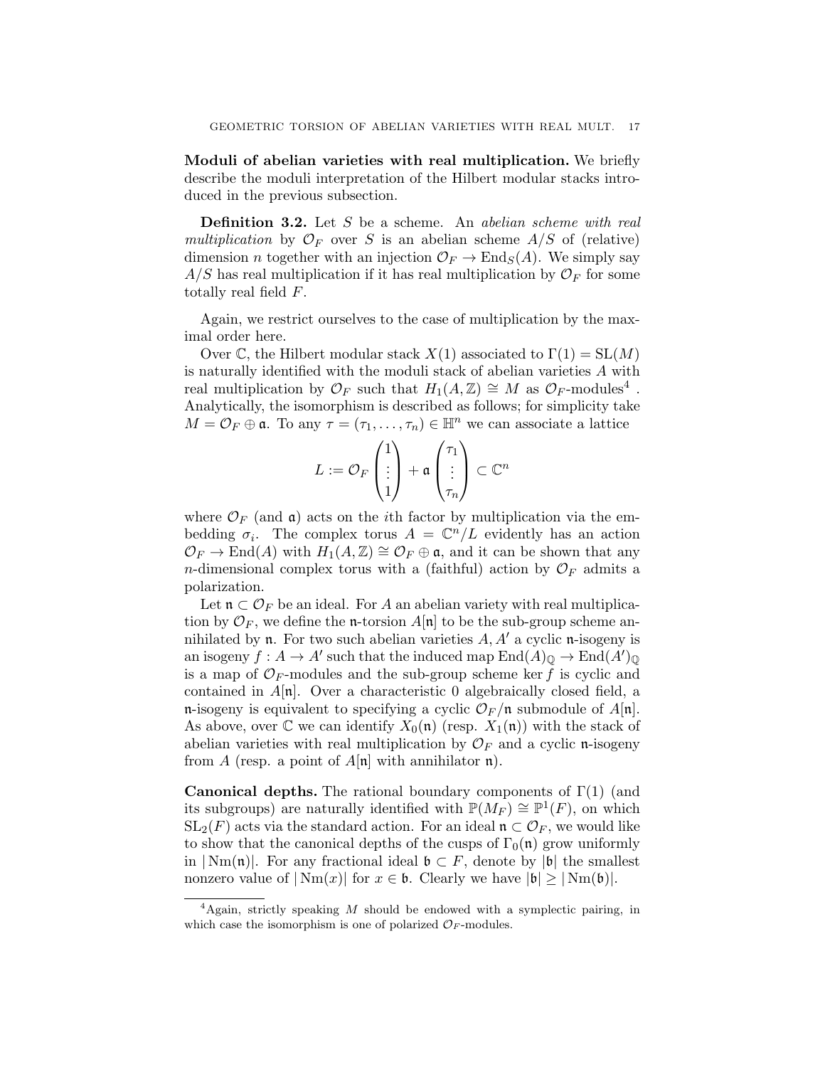**Moduli of abelian varieties with real multiplication.** We briefly describe the moduli interpretation of the Hilbert modular stacks introduced in the previous subsection.

**Definition 3.2.** Let $S$ be a scheme. An *abelian scheme with real multiplication* by $\mathcal{O}_F$ over $S$ is an abelian scheme $A/S$ of (relative) dimension $n$ together with an injection $\mathcal{O}_F \to \mathrm{End}_S(A)$. We simply say $A/S$ has real multiplication if it has real multiplication by $\mathcal{O}_F$ for some totally real field $F$.

Again, we restrict ourselves to the case of multiplication by the maximal order here.

Over $\mathbb{C}$, the Hilbert modular stack $X(1)$ associated to $\Gamma(1) = \mathrm{SL}(M)$ is naturally identified with the moduli stack of abelian varieties $A$ with real multiplication by $\mathcal{O}_F$ such that $H_1(A, \mathbb{Z}) \cong M$ as $\mathcal{O}_F$-modules[4] . Analytically, the isomorphism is described as follows; for simplicity take $M = \mathcal{O}_F \oplus \mathfrak{a}$. To any $\tau = (\tau_1, \ldots, \tau_n) \in \mathbb{H}^n$ we can associate a lattice

$$L := \mathcal{O}_F \begin{pmatrix} 1 \\ \vdots \\ 1 \end{pmatrix} + \mathfrak{a} \begin{pmatrix} \tau_1 \\ \vdots \\ \tau_n \end{pmatrix} \subset \mathbb{C}^n$$

where $\mathcal{O}_F$ (and $\mathfrak{a}$) acts on the $i$th factor by multiplication via the embedding $\sigma_i$. The complex torus $A = \mathbb{C}^n/L$ evidently has an action $\mathcal{O}_F \to \mathrm{End}(A)$ with $H_1(A, \mathbb{Z}) \cong \mathcal{O}_F \oplus \mathfrak{a}$, and it can be shown that any $n$-dimensional complex torus with a (faithful) action by $\mathcal{O}_F$ admits a polarization.

Let $\mathfrak{n} \subset \mathcal{O}_F$ be an ideal. For $A$ an abelian variety with real multiplication by $\mathcal{O}_F$, we define the $\mathfrak{n}$-torsion $A[\mathfrak{n}]$ to be the sub-group scheme annihilated by $\mathfrak{n}$. For two such abelian varieties $A, A'$ a cyclic $\mathfrak{n}$-isogeny is an isogeny $f : A \to A'$ such that the induced map $\mathrm{End}(A)_{\mathbb{Q}} \to \mathrm{End}(A')_{\mathbb{Q}}$ is a map of $\mathcal{O}_F$-modules and the sub-group scheme $\ker f$ is cyclic and contained in $A[\mathfrak{n}]$. Over a characteristic 0 algebraically closed field, a $\mathfrak{n}$-isogeny is equivalent to specifying a cyclic $\mathcal{O}_F/\mathfrak{n}$ submodule of $A[\mathfrak{n}]$. As above, over $\mathbb{C}$ we can identify $X_0(\mathfrak{n})$ (resp. $X_1(\mathfrak{n})$) with the stack of abelian varieties with real multiplication by $\mathcal{O}_F$ and a cyclic $\mathfrak{n}$-isogeny from $A$ (resp. a point of $A[\mathfrak{n}]$ with annihilator $\mathfrak{n}$).

**Canonical depths.** The rational boundary components of $\Gamma(1)$ (and its subgroups) are naturally identified with $\mathbb{P}(M_F) \cong \mathbb{P}^1(F)$, on which $\mathrm{SL}_2(F)$ acts via the standard action. For an ideal $\mathfrak{n} \subset \mathcal{O}_F$, we would like to show that the canonical depths of the cusps of $\Gamma_0(\mathfrak{n})$ grow uniformly in $|\mathrm{Nm}(\mathfrak{n})|$. For any fractional ideal $\mathfrak{b} \subset F$, denote by $|\mathfrak{b}|$ the smallest nonzero value of $|\mathrm{Nm}(x)|$ for $x \in \mathfrak{b}$. Clearly we have $|\mathfrak{b}| \geq |\mathrm{Nm}(\mathfrak{b})|$.

[4] Again, strictly speaking $M$ should be endowed with a symplectic pairing, in which case the isomorphism is one of polarized $\mathcal{O}_F$-modules.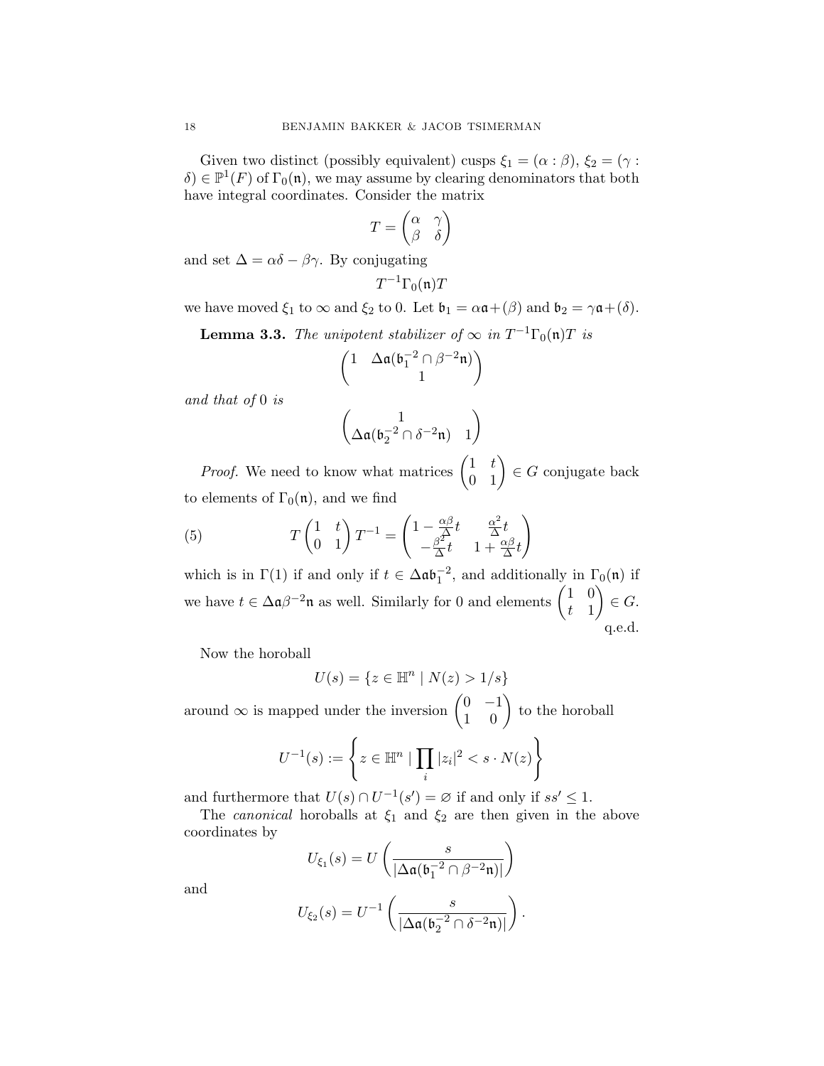Given two distinct (possibly equivalent) cusps $\xi_1 = (\alpha : \beta)$, $\xi_2 = (\gamma : \delta) \in \mathbb{P}^1(F)$ of $\Gamma_0(\mathfrak{n})$, we may assume by clearing denominators that both have integral coordinates. Consider the matrix

$$T = \begin{pmatrix} \alpha & \gamma \\ \beta & \delta \end{pmatrix}$$

and set $\Delta = \alpha\delta - \beta\gamma$. By conjugating

$$T^{-1}\Gamma_0(\mathfrak{n})T$$

we have moved $\xi_1$ to $\infty$ and $\xi_2$ to $0$. Let $\mathfrak{b}_1 = \alpha\mathfrak{a} + (\beta)$ and $\mathfrak{b}_2 = \gamma\mathfrak{a} + (\delta)$.

**Lemma 3.3.** *The unipotent stabilizer of $\infty$ in $T^{-1}\Gamma_0(\mathfrak{n})T$ is*

$$\begin{pmatrix} 1 & \Delta\mathfrak{a}(\mathfrak{b}_1^{-2} \cap \beta^{-2}\mathfrak{n}) \\ & 1 \end{pmatrix}$$

*and that of $0$ is*

$$\begin{pmatrix} 1 & \\ \Delta\mathfrak{a}(\mathfrak{b}_2^{-2} \cap \delta^{-2}\mathfrak{n}) & 1 \end{pmatrix}$$

*Proof.* We need to know what matrices $\begin{pmatrix} 1 & t \\ 0 & 1 \end{pmatrix} \in G$ conjugate back to elements of $\Gamma_0(\mathfrak{n})$, and we find

$$T\begin{pmatrix} 1 & t \\ 0 & 1 \end{pmatrix}T^{-1} = \begin{pmatrix} 1 - \frac{\alpha\beta}{\Delta}t & \frac{\alpha^2}{\Delta}t \\ -\frac{\beta^2}{\Delta}t & 1 + \frac{\alpha\beta}{\Delta}t \end{pmatrix} \tag{5}$$

which is in $\Gamma(1)$ if and only if $t \in \Delta\mathfrak{a}\mathfrak{b}_1^{-2}$, and additionally in $\Gamma_0(\mathfrak{n})$ if we have $t \in \Delta\mathfrak{a}\beta^{-2}\mathfrak{n}$ as well. Similarly for $0$ and elements $\begin{pmatrix} 1 & 0 \\ t & 1 \end{pmatrix} \in G$. q.e.d.

Now the horoball

$$U(s) = \{z \in \mathbb{H}^n \mid N(z) > 1/s\}$$

around $\infty$ is mapped under the inversion $\begin{pmatrix} 0 & -1 \\ 1 & 0 \end{pmatrix}$ to the horoball

$$U^{-1}(s) := \left\{ z \in \mathbb{H}^n \mid \prod_i |z_i|^2 < s \cdot N(z) \right\}$$

and furthermore that $U(s) \cap U^{-1}(s') = \varnothing$ if and only if $ss' \leq 1$.

The *canonical* horoballs at $\xi_1$ and $\xi_2$ are then given in the above coordinates by

$$U_{\xi_1}(s) = U\left( \frac{s}{|\Delta\mathfrak{a}(\mathfrak{b}_1^{-2} \cap \beta^{-2}\mathfrak{n})|} \right)$$

and

$$U_{\xi_2}(s) = U^{-1}\left( \frac{s}{|\Delta\mathfrak{a}(\mathfrak{b}_2^{-2} \cap \delta^{-2}\mathfrak{n})|} \right).$$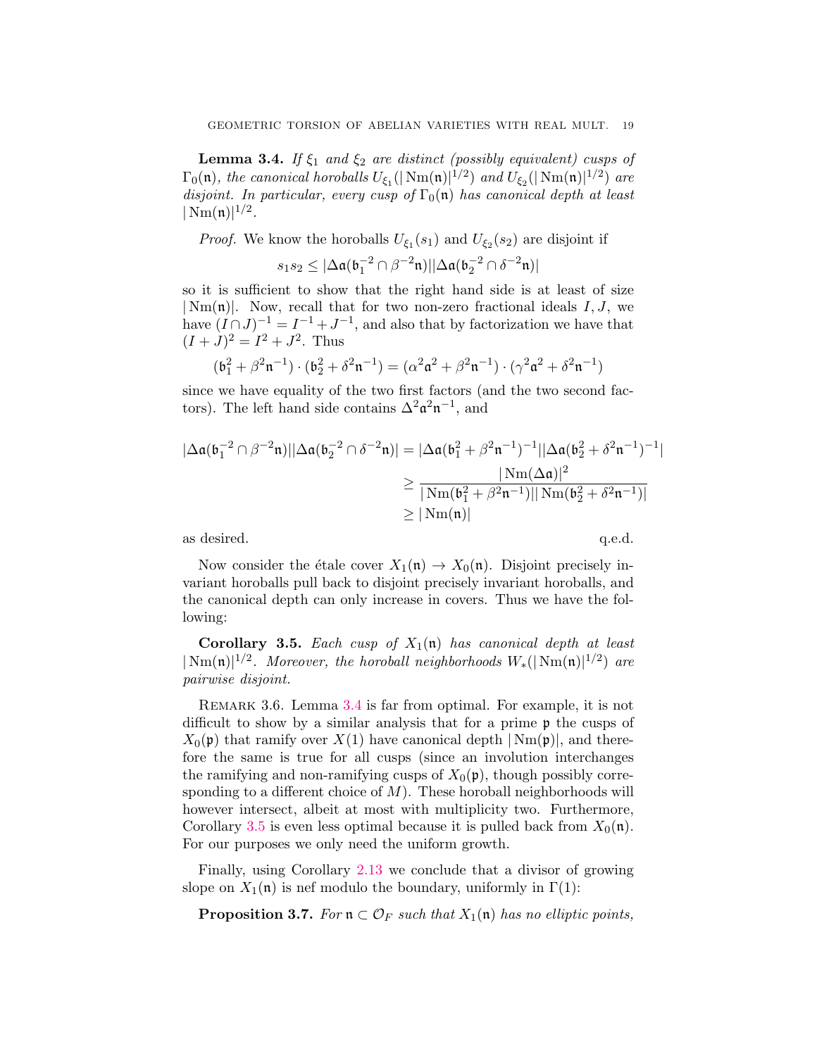**Lemma 3.4.** *If $\xi_1$ and $\xi_2$ are distinct (possibly equivalent) cusps of $\Gamma_0(\mathfrak{n})$, the canonical horoballs $U_{\xi_1}(|\operatorname{Nm}(\mathfrak{n})|^{1/2})$ and $U_{\xi_2}(|\operatorname{Nm}(\mathfrak{n})|^{1/2})$ are disjoint. In particular, every cusp of $\Gamma_0(\mathfrak{n})$ has canonical depth at least $|\operatorname{Nm}(\mathfrak{n})|^{1/2}$.*

*Proof.* We know the horoballs $U_{\xi_1}(s_1)$ and $U_{\xi_2}(s_2)$ are disjoint if

$$s_1 s_2 \leq |\Delta\mathfrak{a}(\mathfrak{b}_1^{-2} \cap \beta^{-2}\mathfrak{n})||\Delta\mathfrak{a}(\mathfrak{b}_2^{-2} \cap \delta^{-2}\mathfrak{n})|$$

so it is sufficient to show that the right hand side is at least of size $|\operatorname{Nm}(\mathfrak{n})|$. Now, recall that for two non-zero fractional ideals $I, J$, we have $(I \cap J)^{-1} = I^{-1} + J^{-1}$, and also that by factorization we have that $(I+J)^2 = I^2 + J^2$. Thus

$$(\mathfrak{b}_1^2 + \beta^2\mathfrak{n}^{-1}) \cdot (\mathfrak{b}_2^2 + \delta^2\mathfrak{n}^{-1}) = (\alpha^2\mathfrak{a}^2 + \beta^2\mathfrak{n}^{-1}) \cdot (\gamma^2\mathfrak{a}^2 + \delta^2\mathfrak{n}^{-1})$$

since we have equality of the two first factors (and the two second factors). The left hand side contains $\Delta^2\mathfrak{a}^2\mathfrak{n}^{-1}$, and

$$\begin{aligned}
|\Delta\mathfrak{a}(\mathfrak{b}_1^{-2} \cap \beta^{-2}\mathfrak{n})||\Delta\mathfrak{a}(\mathfrak{b}_2^{-2} \cap \delta^{-2}\mathfrak{n})| &= |\Delta\mathfrak{a}(\mathfrak{b}_1^2 + \beta^2\mathfrak{n}^{-1})^{-1}||\Delta\mathfrak{a}(\mathfrak{b}_2^2 + \delta^2\mathfrak{n}^{-1})^{-1}| \\
&\geq \frac{|\operatorname{Nm}(\Delta\mathfrak{a})|^2}{|\operatorname{Nm}(\mathfrak{b}_1^2 + \beta^2\mathfrak{n}^{-1})||\operatorname{Nm}(\mathfrak{b}_2^2 + \delta^2\mathfrak{n}^{-1})|} \\
&\geq |\operatorname{Nm}(\mathfrak{n})|
\end{aligned}$$

as desired. q.e.d.

Now consider the étale cover $X_1(\mathfrak{n}) \to X_0(\mathfrak{n})$. Disjoint precisely invariant horoballs pull back to disjoint precisely invariant horoballs, and the canonical depth can only increase in covers. Thus we have the following:

**Corollary 3.5.** *Each cusp of $X_1(\mathfrak{n})$ has canonical depth at least $|\operatorname{Nm}(\mathfrak{n})|^{1/2}$. Moreover, the horoball neighborhoods $W_*(|\operatorname{Nm}(\mathfrak{n})|^{1/2})$ are pairwise disjoint.*

Remark 3.6. Lemma 3.4 is far from optimal. For example, it is not difficult to show by a similar analysis that for a prime $\mathfrak{p}$ the cusps of $X_0(\mathfrak{p})$ that ramify over $X(1)$ have canonical depth $|\operatorname{Nm}(\mathfrak{p})|$, and therefore the same is true for all cusps (since an involution interchanges the ramifying and non-ramifying cusps of $X_0(\mathfrak{p})$, though possibly corresponding to a different choice of $M$). These horoball neighborhoods will however intersect, albeit at most with multiplicity two. Furthermore, Corollary 3.5 is even less optimal because it is pulled back from $X_0(\mathfrak{n})$. For our purposes we only need the uniform growth.

Finally, using Corollary 2.13 we conclude that a divisor of growing slope on $X_1(\mathfrak{n})$ is nef modulo the boundary, uniformly in $\Gamma(1)$:

**Proposition 3.7.** *For $\mathfrak{n} \subset \mathcal{O}_F$ such that $X_1(\mathfrak{n})$ has no elliptic points,*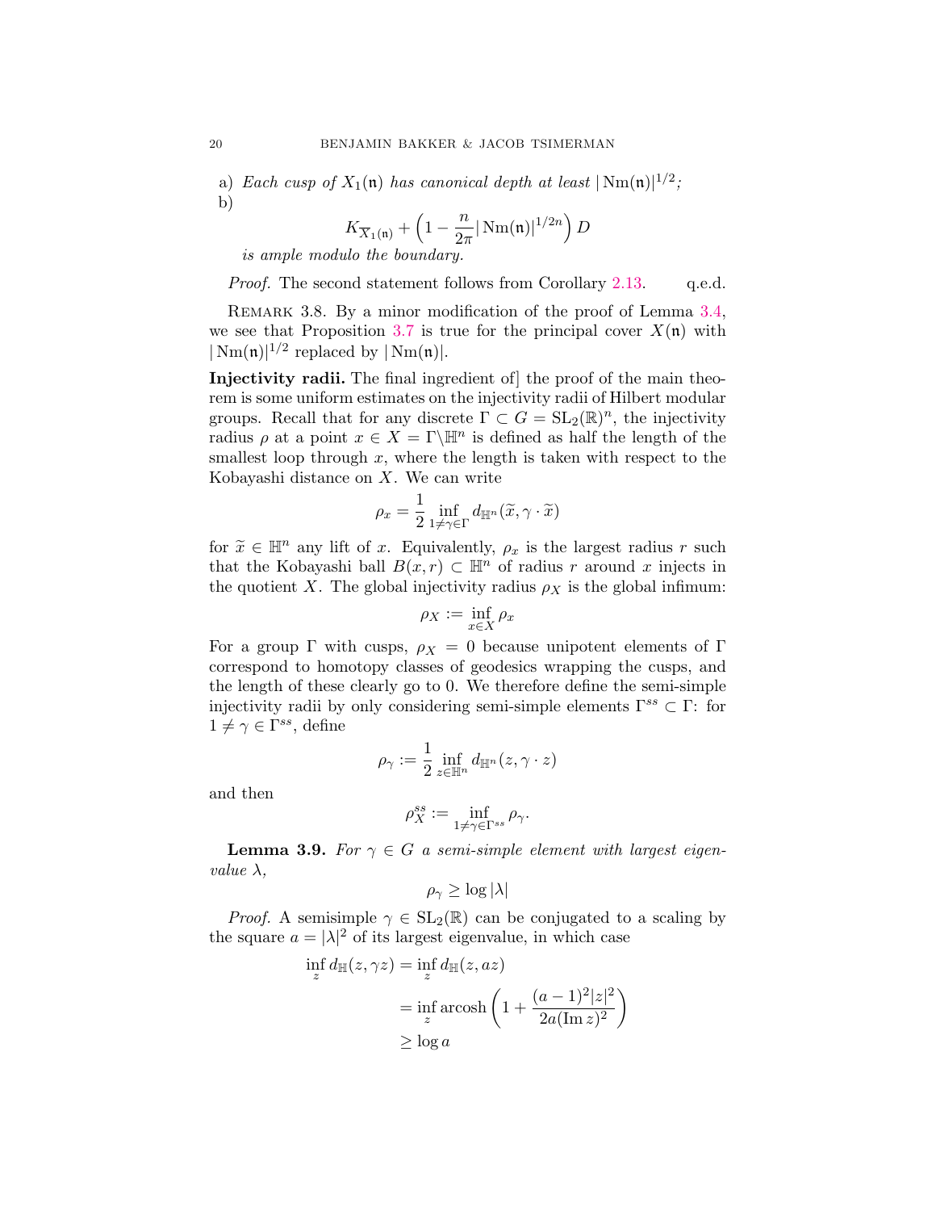a) *Each cusp of* $X_1(\mathfrak{n})$ *has canonical depth at least* $|\operatorname{Nm}(\mathfrak{n})|^{1/2}$*;*

b)
$$K_{\overline{X}_1(\mathfrak{n})} + \left(1 - \frac{n}{2\pi}|\operatorname{Nm}(\mathfrak{n})|^{1/2n}\right) D$$
*is ample modulo the boundary.*

*Proof.* The second statement follows from Corollary 2.13. q.e.d.

REMARK 3.8. By a minor modification of the proof of Lemma 3.4, we see that Proposition 3.7 is true for the principal cover $X(\mathfrak{n})$ with $|\operatorname{Nm}(\mathfrak{n})|^{1/2}$ replaced by $|\operatorname{Nm}(\mathfrak{n})|$.

**Injectivity radii.** The final ingredient of] the proof of the main theorem is some uniform estimates on the injectivity radii of Hilbert modular groups. Recall that for any discrete $\Gamma \subset G = \mathrm{SL}_2(\mathbb{R})^n$, the injectivity radius $\rho$ at a point $x \in X = \Gamma\backslash\mathbb{H}^n$ is defined as half the length of the smallest loop through $x$, where the length is taken with respect to the Kobayashi distance on $X$. We can write

$$\rho_x = \frac{1}{2}\inf_{1\neq\gamma\in\Gamma} d_{\mathbb{H}^n}(\widetilde{x}, \gamma\cdot\widetilde{x})$$

for $\widetilde{x} \in \mathbb{H}^n$ any lift of $x$. Equivalently, $\rho_x$ is the largest radius $r$ such that the Kobayashi ball $B(x,r) \subset \mathbb{H}^n$ of radius $r$ around $x$ injects in the quotient $X$. The global injectivity radius $\rho_X$ is the global infimum:

$$\rho_X := \inf_{x\in X} \rho_x$$

For a group $\Gamma$ with cusps, $\rho_X = 0$ because unipotent elements of $\Gamma$ correspond to homotopy classes of geodesics wrapping the cusps, and the length of these clearly go to 0. We therefore define the semi-simple injectivity radii by only considering semi-simple elements $\Gamma^{ss} \subset \Gamma$: for $1 \neq \gamma \in \Gamma^{ss}$, define

$$\rho_\gamma := \frac{1}{2}\inf_{z\in\mathbb{H}^n} d_{\mathbb{H}^n}(z, \gamma\cdot z)$$

and then

$$\rho_X^{ss} := \inf_{1\neq\gamma\in\Gamma^{ss}} \rho_\gamma.$$

**Lemma 3.9.** *For* $\gamma \in G$ *a semi-simple element with largest eigenvalue* $\lambda$*,*

$$\rho_\gamma \geq \log|\lambda|$$

*Proof.* A semisimple $\gamma \in \mathrm{SL}_2(\mathbb{R})$ can be conjugated to a scaling by the square $a = |\lambda|^2$ of its largest eigenvalue, in which case

$$\begin{aligned}
\inf_z d_{\mathbb{H}}(z, \gamma z) &= \inf_z d_{\mathbb{H}}(z, az) \\
&= \inf_z \operatorname{arcosh}\left(1 + \frac{(a-1)^2|z|^2}{2a(\operatorname{Im} z)^2}\right) \\
&\geq \log a
\end{aligned}$$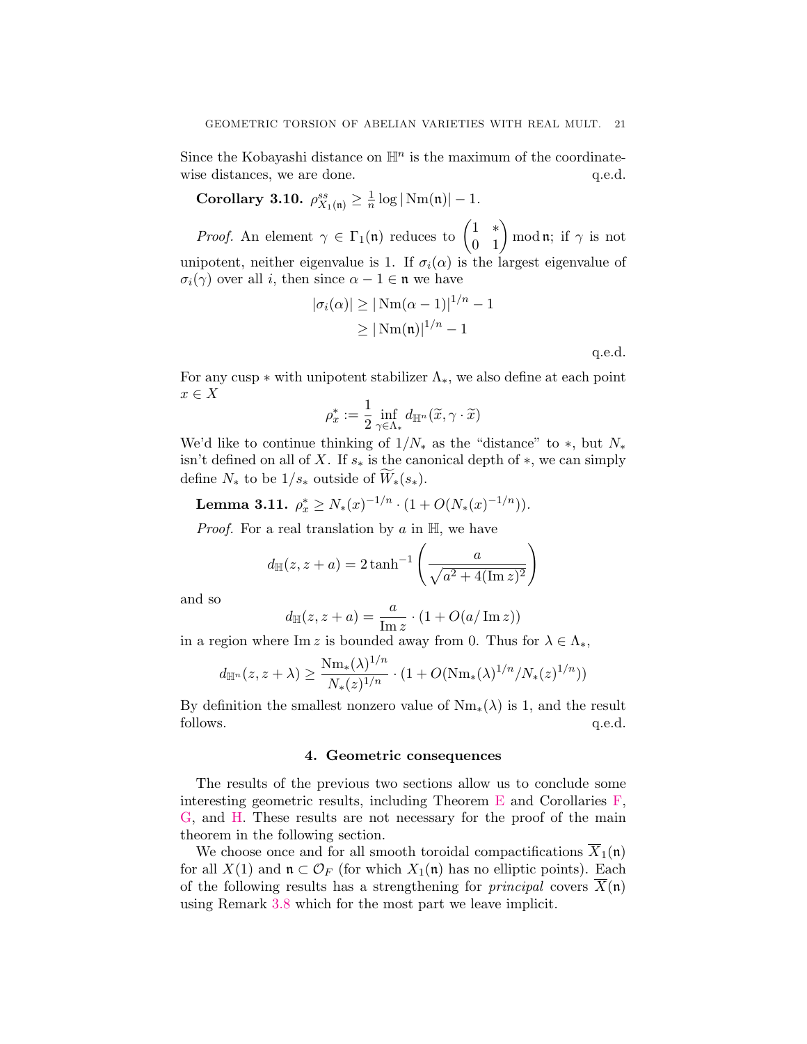Since the Kobayashi distance on $\mathbb{H}^n$ is the maximum of the coordinate-wise distances, we are done. q.e.d.

**Corollary 3.10.** $\rho^{ss}_{X_1(\mathfrak{n})} \geq \frac{1}{n} \log |\operatorname{Nm}(\mathfrak{n})| - 1$.

*Proof.* An element $\gamma \in \Gamma_1(\mathfrak{n})$ reduces to $\begin{pmatrix} 1 & * \\ 0 & 1 \end{pmatrix} \bmod \mathfrak{n}$; if $\gamma$ is not unipotent, neither eigenvalue is 1. If $\sigma_i(\alpha)$ is the largest eigenvalue of $\sigma_i(\gamma)$ over all $i$, then since $\alpha - 1 \in \mathfrak{n}$ we have

$$
\begin{aligned}
|\sigma_i(\alpha)| &\geq |\operatorname{Nm}(\alpha - 1)|^{1/n} - 1 \\
&\geq |\operatorname{Nm}(\mathfrak{n})|^{1/n} - 1
\end{aligned}
$$

q.e.d.

For any cusp $*$ with unipotent stabilizer $\Lambda_*$, we also define at each point $x \in X$

$$
\rho^*_x := \frac{1}{2} \inf_{\gamma \in \Lambda_*} d_{\mathbb{H}^n}(\widetilde{x}, \gamma \cdot \widetilde{x})
$$

We'd like to continue thinking of $1/N_*$ as the "distance" to $*$, but $N_*$ isn't defined on all of $X$. If $s_*$ is the canonical depth of $*$, we can simply define $N_*$ to be $1/s_*$ outside of $\widetilde{W}_*(s_*)$.

**Lemma 3.11.** $\rho^*_x \geq N_*(x)^{-1/n} \cdot (1 + O(N_*(x)^{-1/n}))$.

*Proof.* For a real translation by $a$ in $\mathbb{H}$, we have

$$
d_{\mathbb{H}}(z, z + a) = 2 \tanh^{-1} \left( \frac{a}{\sqrt{a^2 + 4(\operatorname{Im} z)^2}} \right)
$$

and so

$$
d_{\mathbb{H}}(z, z + a) = \frac{a}{\operatorname{Im} z} \cdot (1 + O(a / \operatorname{Im} z))
$$

in a region where $\operatorname{Im} z$ is bounded away from 0. Thus for $\lambda \in \Lambda_*$,

$$
d_{\mathbb{H}^n}(z, z + \lambda) \geq \frac{\operatorname{Nm}_*(\lambda)^{1/n}}{N_*(z)^{1/n}} \cdot (1 + O(\operatorname{Nm}_*(\lambda)^{1/n} / N_*(z)^{1/n}))
$$

By definition the smallest nonzero value of $\operatorname{Nm}_*(\lambda)$ is 1, and the result follows. q.e.d.

## 4. Geometric consequences

The results of the previous two sections allow us to conclude some interesting geometric results, including Theorem E and Corollaries F, G, and H. These results are not necessary for the proof of the main theorem in the following section.

We choose once and for all smooth toroidal compactifications $\overline{X}_1(\mathfrak{n})$ for all $X(1)$ and $\mathfrak{n} \subset \mathcal{O}_F$ (for which $X_1(\mathfrak{n})$ has no elliptic points). Each of the following results has a strengthening for *principal* covers $\overline{X}(\mathfrak{n})$ using Remark 3.8 which for the most part we leave implicit.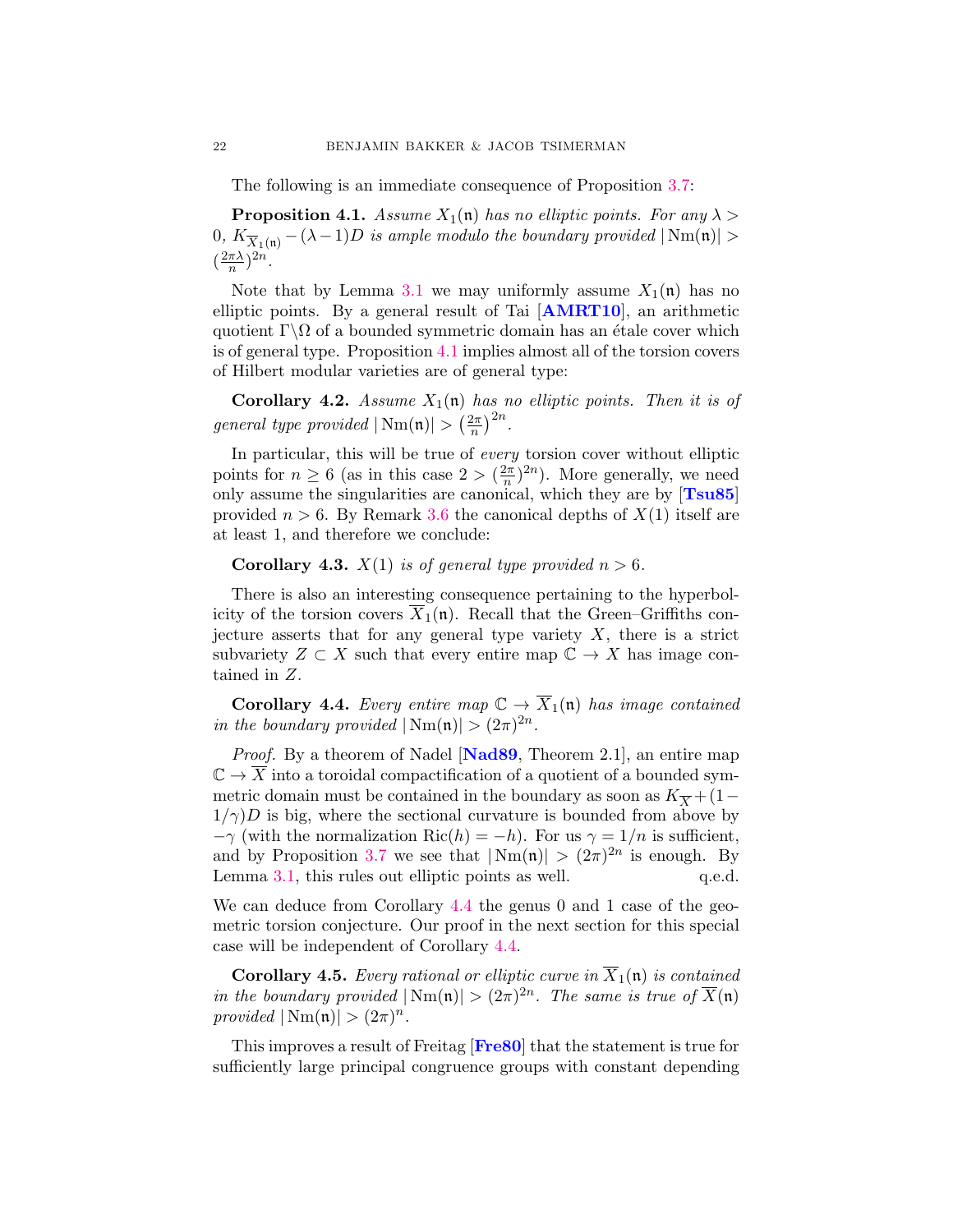The following is an immediate consequence of Proposition 3.7:

**Proposition 4.1.** *Assume $X_1(\mathfrak{n})$ has no elliptic points. For any $\lambda > 0$, $K_{\overline{X}_1(\mathfrak{n})} - (\lambda - 1)D$ is ample modulo the boundary provided $|\operatorname{Nm}(\mathfrak{n})| > (\frac{2\pi\lambda}{n})^{2n}$.*

Note that by Lemma 3.1 we may uniformly assume $X_1(\mathfrak{n})$ has no elliptic points. By a general result of Tai [**AMRT10**], an arithmetic quotient $\Gamma\backslash\Omega$ of a bounded symmetric domain has an étale cover which is of general type. Proposition 4.1 implies almost all of the torsion covers of Hilbert modular varieties are of general type:

**Corollary 4.2.** *Assume $X_1(\mathfrak{n})$ has no elliptic points. Then it is of general type provided $|\operatorname{Nm}(\mathfrak{n})| > \left(\frac{2\pi}{n}\right)^{2n}$.*

In particular, this will be true of *every* torsion cover without elliptic points for $n \geq 6$ (as in this case $2 > (\frac{2\pi}{n})^{2n}$). More generally, we need only assume the singularities are canonical, which they are by [**Tsu85**] provided $n > 6$. By Remark 3.6 the canonical depths of $X(1)$ itself are at least 1, and therefore we conclude:

**Corollary 4.3.** *$X(1)$ is of general type provided $n > 6$.*

There is also an interesting consequence pertaining to the hyperbolicity of the torsion covers $\overline{X}_1(\mathfrak{n})$. Recall that the Green–Griffiths conjecture asserts that for any general type variety $X$, there is a strict subvariety $Z \subset X$ such that every entire map $\mathbb{C} \to X$ has image contained in $Z$.

**Corollary 4.4.** *Every entire map $\mathbb{C} \to \overline{X}_1(\mathfrak{n})$ has image contained in the boundary provided $|\operatorname{Nm}(\mathfrak{n})| > (2\pi)^{2n}$.*

*Proof.* By a theorem of Nadel [**Nad89**, Theorem 2.1], an entire map $\mathbb{C} \to \overline{X}$ into a toroidal compactification of a quotient of a bounded symmetric domain must be contained in the boundary as soon as $K_{\overline{X}} + (1 - 1/\gamma)D$ is big, where the sectional curvature is bounded from above by $-\gamma$ (with the normalization $\operatorname{Ric}(h) = -h$). For us $\gamma = 1/n$ is sufficient, and by Proposition 3.7 we see that $|\operatorname{Nm}(\mathfrak{n})| > (2\pi)^{2n}$ is enough. By Lemma 3.1, this rules out elliptic points as well. q.e.d.

We can deduce from Corollary 4.4 the genus 0 and 1 case of the geometric torsion conjecture. Our proof in the next section for this special case will be independent of Corollary 4.4.

**Corollary 4.5.** *Every rational or elliptic curve in $\overline{X}_1(\mathfrak{n})$ is contained in the boundary provided $|\operatorname{Nm}(\mathfrak{n})| > (2\pi)^{2n}$. The same is true of $\overline{X}(\mathfrak{n})$ provided $|\operatorname{Nm}(\mathfrak{n})| > (2\pi)^{n}$.*

This improves a result of Freitag [**Fre80**] that the statement is true for sufficiently large principal congruence groups with constant depending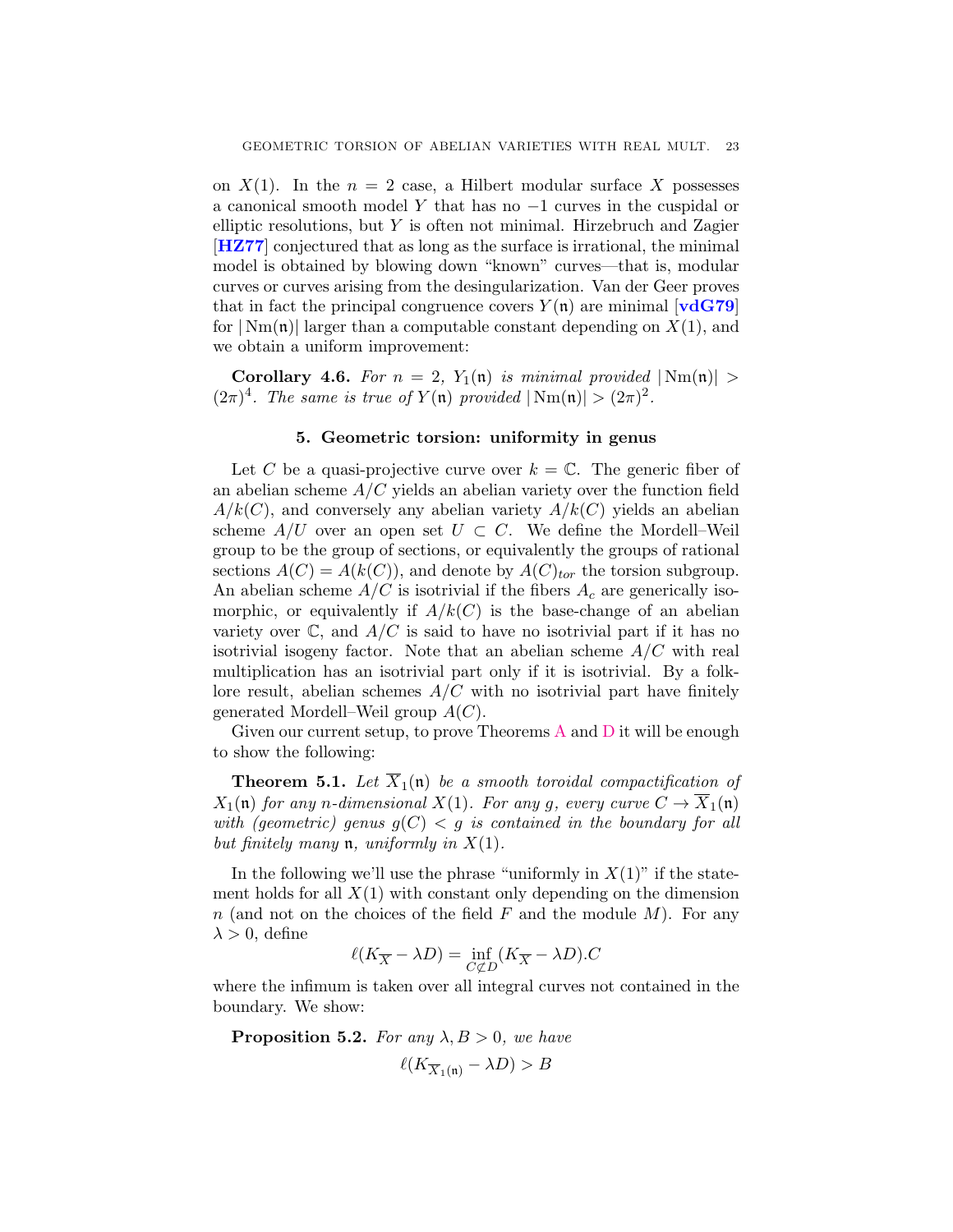on $X(1)$. In the $n = 2$ case, a Hilbert modular surface $X$ possesses a canonical smooth model $Y$ that has no $-1$ curves in the cuspidal or elliptic resolutions, but $Y$ is often not minimal. Hirzebruch and Zagier [**HZ77**] conjectured that as long as the surface is irrational, the minimal model is obtained by blowing down "known" curves—that is, modular curves or curves arising from the desingularization. Van der Geer proves that in fact the principal congruence covers $Y(\mathfrak{n})$ are minimal [**vdG79**] for $|\operatorname{Nm}(\mathfrak{n})|$ larger than a computable constant depending on $X(1)$, and we obtain a uniform improvement:

**Corollary 4.6.** *For $n = 2$, $Y_1(\mathfrak{n})$ is minimal provided $|\operatorname{Nm}(\mathfrak{n})| > (2\pi)^4$. The same is true of $Y(\mathfrak{n})$ provided $|\operatorname{Nm}(\mathfrak{n})| > (2\pi)^2$.*

## 5. Geometric torsion: uniformity in genus

Let $C$ be a quasi-projective curve over $k = \mathbb{C}$. The generic fiber of an abelian scheme $A/C$ yields an abelian variety over the function field $A/k(C)$, and conversely any abelian variety $A/k(C)$ yields an abelian scheme $A/U$ over an open set $U \subset C$. We define the Mordell–Weil group to be the group of sections, or equivalently the groups of rational sections $A(C) = A(k(C))$, and denote by $A(C)_{tor}$ the torsion subgroup. An abelian scheme $A/C$ is isotrivial if the fibers $A_c$ are generically isomorphic, or equivalently if $A/k(C)$ is the base-change of an abelian variety over $\mathbb{C}$, and $A/C$ is said to have no isotrivial part if it has no isotrivial isogeny factor. Note that an abelian scheme $A/C$ with real multiplication has an isotrivial part only if it is isotrivial. By a folklore result, abelian schemes $A/C$ with no isotrivial part have finitely generated Mordell–Weil group $A(C)$.

Given our current setup, to prove Theorems A and D it will be enough to show the following:

**Theorem 5.1.** *Let $\overline{X}_1(\mathfrak{n})$ be a smooth toroidal compactification of $X_1(\mathfrak{n})$ for any $n$-dimensional $X(1)$. For any $g$, every curve $C \to \overline{X}_1(\mathfrak{n})$ with (geometric) genus $g(C) < g$ is contained in the boundary for all but finitely many $\mathfrak{n}$, uniformly in $X(1)$.*

In the following we'll use the phrase "uniformly in $X(1)$" if the statement holds for all $X(1)$ with constant only depending on the dimension $n$ (and not on the choices of the field $F$ and the module $M$). For any $\lambda > 0$, define

$$\ell(K_{\overline{X}} - \lambda D) = \inf_{C \not\subset D} (K_{\overline{X}} - \lambda D).C$$

where the infimum is taken over all integral curves not contained in the boundary. We show:

**Proposition 5.2.** *For any $\lambda, B > 0$, we have*

$$\ell(K_{\overline{X}_1(\mathfrak{n})} - \lambda D) > B$$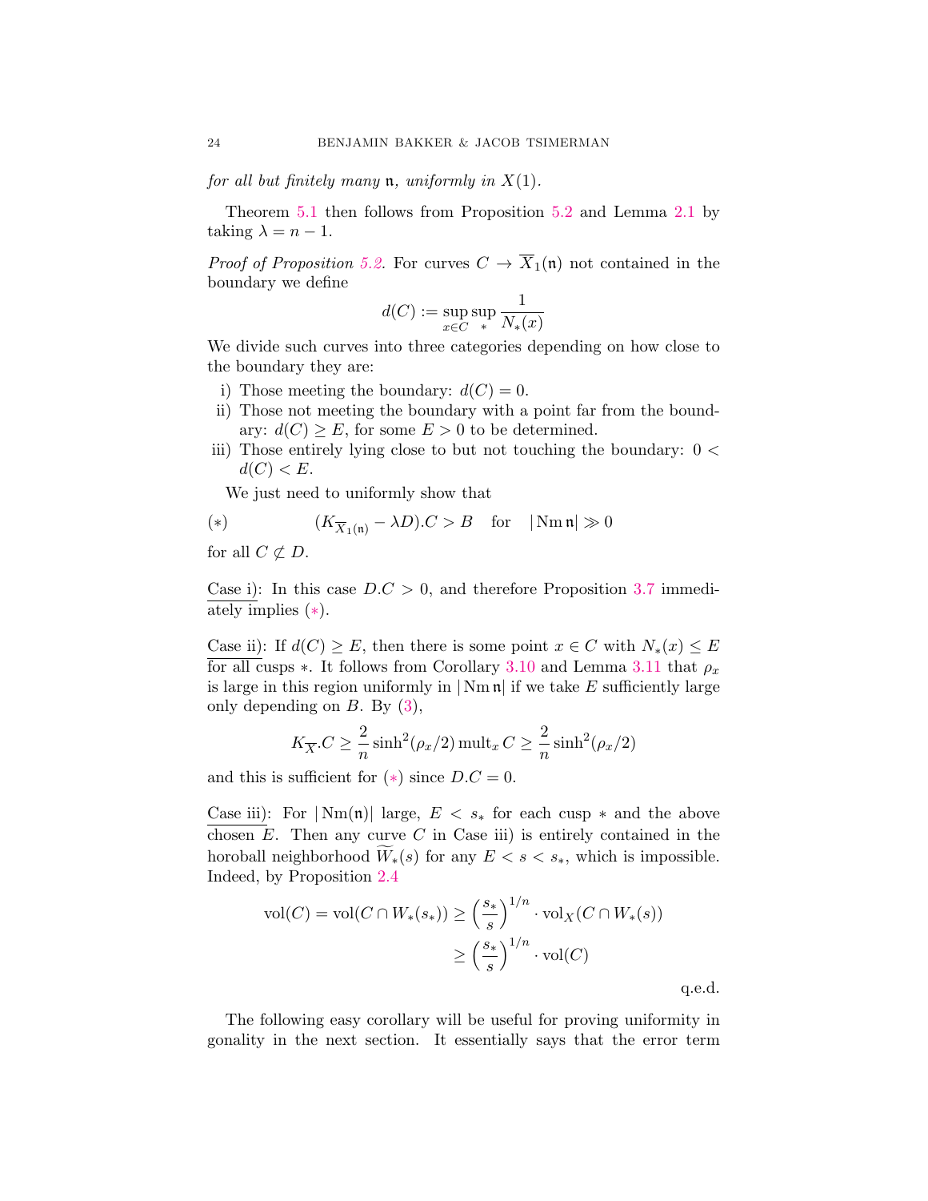*for all but finitely many $\mathfrak{n}$, uniformly in $X(1)$.*

Theorem 5.1 then follows from Proposition 5.2 and Lemma 2.1 by taking $\lambda = n-1$.

*Proof of Proposition 5.2.* For curves $C \to \overline{X}_1(\mathfrak{n})$ not contained in the boundary we define

$$d(C) := \sup_{x\in C} \sup_{*} \frac{1}{N_*(x)}$$

We divide such curves into three categories depending on how close to the boundary they are:

i) Those meeting the boundary: $d(C) = 0$.
ii) Those not meeting the boundary with a point far from the boundary: $d(C) \geq E$, for some $E > 0$ to be determined.
iii) Those entirely lying close to but not touching the boundary: $0 < d(C) < E$.

We just need to uniformly show that

$$(*) \qquad (K_{\overline{X}_1(\mathfrak{n})} - \lambda D).C > B \quad \text{for} \quad |\operatorname{Nm}\mathfrak{n}| \gg 0$$

for all $C \not\subset D$.

Case i): In this case $D.C > 0$, and therefore Proposition 3.7 immediately implies $(*)$.

Case ii): If $d(C) \geq E$, then there is some point $x \in C$ with $N_*(x) \leq E$ for all cusps $*$. It follows from Corollary 3.10 and Lemma 3.11 that $\rho_x$ is large in this region uniformly in $|\operatorname{Nm}\mathfrak{n}|$ if we take $E$ sufficiently large only depending on $B$. By (3),

$$K_{\overline{X}}.C \geq \frac{2}{n}\sinh^2(\rho_x/2)\operatorname{mult}_x C \geq \frac{2}{n}\sinh^2(\rho_x/2)$$

and this is sufficient for $(*)$ since $D.C = 0$.

Case iii): For $|\operatorname{Nm}(\mathfrak{n})|$ large, $E < s_*$ for each cusp $*$ and the above chosen $E$. Then any curve $C$ in Case iii) is entirely contained in the horoball neighborhood $\widetilde{W}_*(s)$ for any $E < s < s_*$, which is impossible. Indeed, by Proposition 2.4

$$\begin{aligned}
\operatorname{vol}(C) = \operatorname{vol}(C \cap W_*(s_*)) &\geq \left(\frac{s_*}{s}\right)^{1/n} \cdot \operatorname{vol}_X(C \cap W_*(s)) \\
&\geq \left(\frac{s_*}{s}\right)^{1/n} \cdot \operatorname{vol}(C)
\end{aligned}$$

q.e.d.

The following easy corollary will be useful for proving uniformity in gonality in the next section. It essentially says that the error term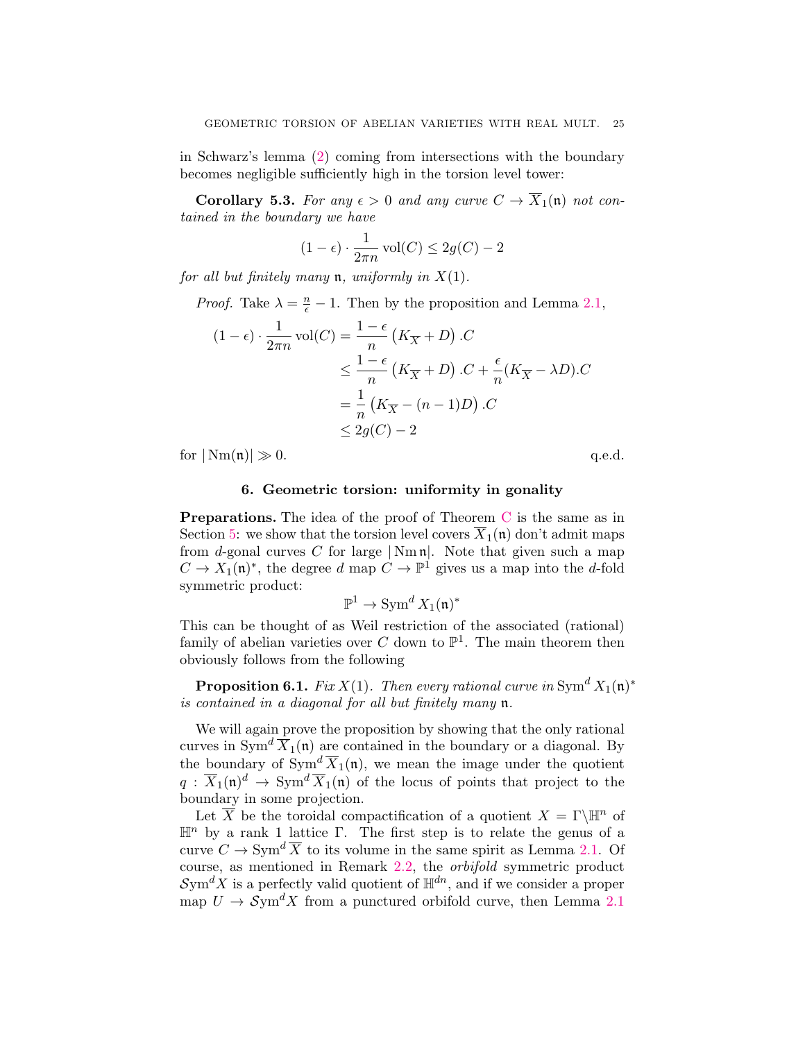in Schwarz's lemma (2) coming from intersections with the boundary becomes negligible sufficiently high in the torsion level tower:

**Corollary 5.3.** *For any $\epsilon > 0$ and any curve $C \to \overline{X}_1(\mathfrak{n})$ not contained in the boundary we have*

$$(1-\epsilon)\cdot \frac{1}{2\pi n}\operatorname{vol}(C) \le 2g(C) - 2$$

*for all but finitely many $\mathfrak{n}$, uniformly in $X(1)$.*

*Proof.* Take $\lambda = \frac{n}{\epsilon} - 1$. Then by the proposition and Lemma 2.1,

$$\begin{aligned}
(1-\epsilon)\cdot \frac{1}{2\pi n}\operatorname{vol}(C) &= \frac{1-\epsilon}{n}\left(K_{\overline{X}} + D\right).C \\
&\le \frac{1-\epsilon}{n}\left(K_{\overline{X}} + D\right).C + \frac{\epsilon}{n}(K_{\overline{X}} - \lambda D).C \\
&= \frac{1}{n}\left(K_{\overline{X}} - (n-1)D\right).C \\
&\le 2g(C) - 2
\end{aligned}$$

for $|\operatorname{Nm}(\mathfrak{n})| \gg 0$. q.e.d.

## 6. Geometric torsion: uniformity in gonality

**Preparations.** The idea of the proof of Theorem C is the same as in Section 5: we show that the torsion level covers $\overline{X}_1(\mathfrak{n})$ don't admit maps from $d$-gonal curves $C$ for large $|\operatorname{Nm}\mathfrak{n}|$. Note that given such a map $C \to X_1(\mathfrak{n})^*$, the degree $d$ map $C \to \mathbb{P}^1$ gives us a map into the $d$-fold symmetric product:

$$\mathbb{P}^1 \to \operatorname{Sym}^d X_1(\mathfrak{n})^*$$

This can be thought of as Weil restriction of the associated (rational) family of abelian varieties over $C$ down to $\mathbb{P}^1$. The main theorem then obviously follows from the following

**Proposition 6.1.** *Fix $X(1)$. Then every rational curve in $\operatorname{Sym}^d X_1(\mathfrak{n})^*$ is contained in a diagonal for all but finitely many $\mathfrak{n}$.*

We will again prove the proposition by showing that the only rational curves in $\operatorname{Sym}^d \overline{X}_1(\mathfrak{n})$ are contained in the boundary or a diagonal. By the boundary of $\operatorname{Sym}^d \overline{X}_1(\mathfrak{n})$, we mean the image under the quotient $q : \overline{X}_1(\mathfrak{n})^d \to \operatorname{Sym}^d \overline{X}_1(\mathfrak{n})$ of the locus of points that project to the boundary in some projection.

Let $\overline{X}$ be the toroidal compactification of a quotient $X = \Gamma\backslash\mathbb{H}^n$ of $\mathbb{H}^n$ by a rank 1 lattice $\Gamma$. The first step is to relate the genus of a curve $C \to \operatorname{Sym}^d \overline{X}$ to its volume in the same spirit as Lemma 2.1. Of course, as mentioned in Remark 2.2, the *orbifold* symmetric product $\mathcal{S}\mathrm{ym}^d X$ is a perfectly valid quotient of $\mathbb{H}^{dn}$, and if we consider a proper map $U \to \mathcal{S}\mathrm{ym}^d X$ from a punctured orbifold curve, then Lemma 2.1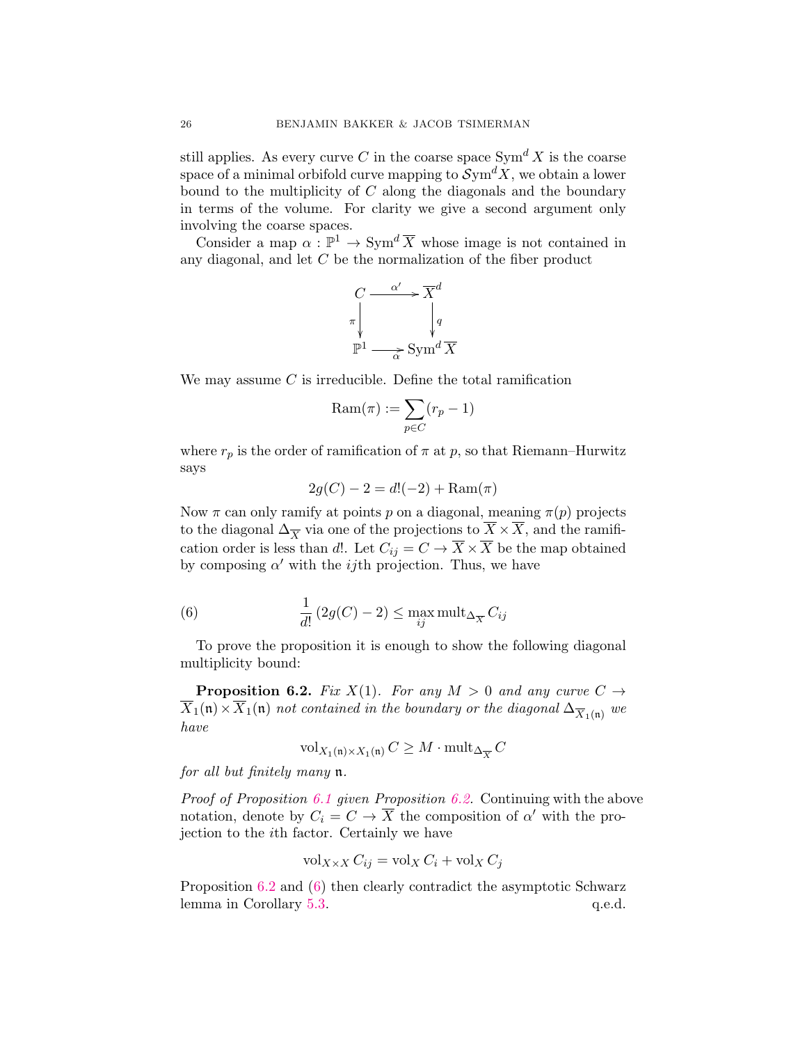still applies. As every curve $C$ in the coarse space $\mathrm{Sym}^d X$ is the coarse space of a minimal orbifold curve mapping to $\mathcal{S}\mathrm{ym}^d X$, we obtain a lower bound to the multiplicity of $C$ along the diagonals and the boundary in terms of the volume. For clarity we give a second argument only involving the coarse spaces.

Consider a map $\alpha : \mathbb{P}^1 \to \mathrm{Sym}^d \overline{X}$ whose image is not contained in any diagonal, and let $C$ be the normalization of the fiber product

$$\begin{array}{ccc} C & \xrightarrow{\alpha'} & \overline{X}^d \\ {\scriptstyle \pi}\downarrow & & \downarrow{\scriptstyle q} \\ \mathbb{P}^1 & \xrightarrow[\alpha]{} & \mathrm{Sym}^d \overline{X} \end{array}$$

We may assume $C$ is irreducible. Define the total ramification

$$\mathrm{Ram}(\pi) := \sum_{p \in C} (r_p - 1)$$

where $r_p$ is the order of ramification of $\pi$ at $p$, so that Riemann–Hurwitz says

$$2g(C) - 2 = d!(-2) + \mathrm{Ram}(\pi)$$

Now $\pi$ can only ramify at points $p$ on a diagonal, meaning $\pi(p)$ projects to the diagonal $\Delta_{\overline{X}}$ via one of the projections to $\overline{X} \times \overline{X}$, and the ramification order is less than $d!$. Let $C_{ij} = C \to \overline{X} \times \overline{X}$ be the map obtained by composing $\alpha'$ with the $ij$th projection. Thus, we have

$$\frac{1}{d!}\left(2g(C) - 2\right) \leq \max_{ij} \mathrm{mult}_{\Delta_{\overline{X}}} C_{ij} \tag{6}$$

To prove the proposition it is enough to show the following diagonal multiplicity bound:

**Proposition 6.2.** *Fix $X(1)$. For any $M > 0$ and any curve $C \to \overline{X}_1(\mathfrak{n}) \times \overline{X}_1(\mathfrak{n})$ not contained in the boundary or the diagonal $\Delta_{\overline{X}_1(\mathfrak{n})}$ we have*

$$\mathrm{vol}_{X_1(\mathfrak{n}) \times X_1(\mathfrak{n})} C \geq M \cdot \mathrm{mult}_{\Delta_{\overline{X}}} C$$

*for all but finitely many $\mathfrak{n}$.*

*Proof of Proposition 6.1 given Proposition 6.2.* Continuing with the above notation, denote by $C_i = C \to \overline{X}$ the composition of $\alpha'$ with the projection to the $i$th factor. Certainly we have

$$\mathrm{vol}_{X \times X} C_{ij} = \mathrm{vol}_X C_i + \mathrm{vol}_X C_j$$

Proposition 6.2 and (6) then clearly contradict the asymptotic Schwarz lemma in Corollary 5.3. q.e.d.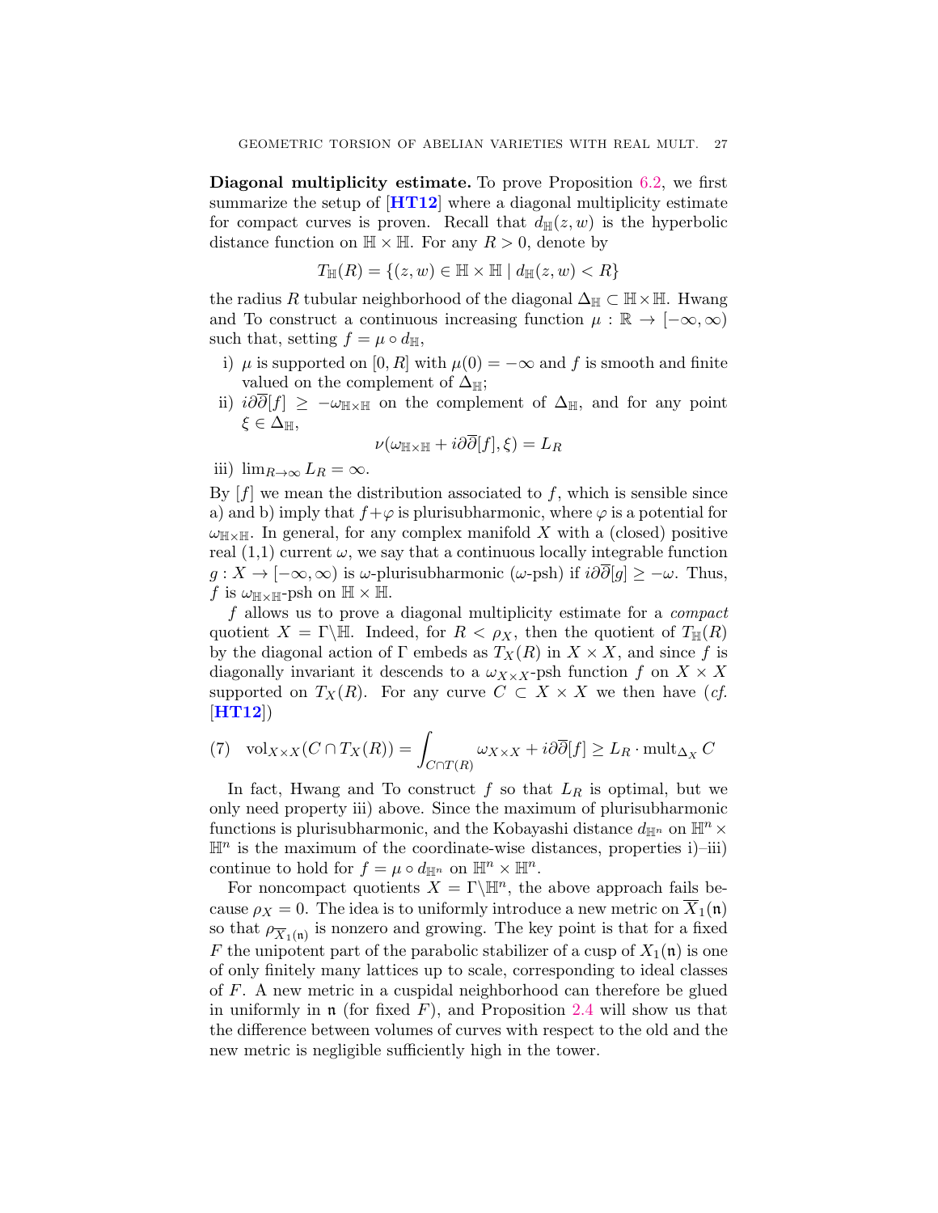**Diagonal multiplicity estimate.** To prove Proposition 6.2, we first summarize the setup of [**HT12**] where a diagonal multiplicity estimate for compact curves is proven. Recall that $d_{\mathbb{H}}(z,w)$ is the hyperbolic distance function on $\mathbb{H}\times\mathbb{H}$. For any $R>0$, denote by

$$T_{\mathbb{H}}(R) = \{(z,w)\in\mathbb{H}\times\mathbb{H} \mid d_{\mathbb{H}}(z,w) < R\}$$

the radius $R$ tubular neighborhood of the diagonal $\Delta_{\mathbb{H}}\subset\mathbb{H}\times\mathbb{H}$. Hwang and To construct a continuous increasing function $\mu:\mathbb{R}\to[-\infty,\infty)$ such that, setting $f=\mu\circ d_{\mathbb{H}}$,

- i) $\mu$ is supported on $[0,R]$ with $\mu(0)=-\infty$ and $f$ is smooth and finite valued on the complement of $\Delta_{\mathbb{H}}$;
- ii) $i\partial\overline{\partial}[f]\geq -\omega_{\mathbb{H}\times\mathbb{H}}$ on the complement of $\Delta_{\mathbb{H}}$, and for any point $\xi\in\Delta_{\mathbb{H}}$,
$$\nu(\omega_{\mathbb{H}\times\mathbb{H}}+i\partial\overline{\partial}[f],\xi)=L_R$$
- iii) $\lim_{R\to\infty}L_R=\infty$.

By $[f]$ we mean the distribution associated to $f$, which is sensible since a) and b) imply that $f+\varphi$ is plurisubharmonic, where $\varphi$ is a potential for $\omega_{\mathbb{H}\times\mathbb{H}}$. In general, for any complex manifold $X$ with a (closed) positive real (1,1) current $\omega$, we say that a continuous locally integrable function $g:X\to[-\infty,\infty)$ is $\omega$-plurisubharmonic ($\omega$-psh) if $i\partial\overline{\partial}[g]\geq-\omega$. Thus, $f$ is $\omega_{\mathbb{H}\times\mathbb{H}}$-psh on $\mathbb{H}\times\mathbb{H}$.

$f$ allows us to prove a diagonal multiplicity estimate for a *compact* quotient $X=\Gamma\backslash\mathbb{H}$. Indeed, for $R<\rho_X$, then the quotient of $T_{\mathbb{H}}(R)$ by the diagonal action of $\Gamma$ embeds as $T_X(R)$ in $X\times X$, and since $f$ is diagonally invariant it descends to a $\omega_{X\times X}$-psh function $f$ on $X\times X$ supported on $T_X(R)$. For any curve $C\subset X\times X$ we then have (*cf.* [**HT12**])

$$\text{(7)}\quad \mathrm{vol}_{X\times X}(C\cap T_X(R))=\int_{C\cap T(R)}\omega_{X\times X}+i\partial\overline{\partial}[f]\geq L_R\cdot\mathrm{mult}_{\Delta_X}C$$

In fact, Hwang and To construct $f$ so that $L_R$ is optimal, but we only need property iii) above. Since the maximum of plurisubharmonic functions is plurisubharmonic, and the Kobayashi distance $d_{\mathbb{H}^n}$ on $\mathbb{H}^n\times\mathbb{H}^n$ is the maximum of the coordinate-wise distances, properties i)–iii) continue to hold for $f=\mu\circ d_{\mathbb{H}^n}$ on $\mathbb{H}^n\times\mathbb{H}^n$.

For noncompact quotients $X=\Gamma\backslash\mathbb{H}^n$, the above approach fails because $\rho_X=0$. The idea is to uniformly introduce a new metric on $\overline{X}_1(\mathfrak{n})$ so that $\rho_{\overline{X}_1(\mathfrak{n})}$ is nonzero and growing. The key point is that for a fixed $F$ the unipotent part of the parabolic stabilizer of a cusp of $X_1(\mathfrak{n})$ is one of only finitely many lattices up to scale, corresponding to ideal classes of $F$. A new metric in a cuspidal neighborhood can therefore be glued in uniformly in $\mathfrak{n}$ (for fixed $F$), and Proposition 2.4 will show us that the difference between volumes of curves with respect to the old and the new metric is negligible sufficiently high in the tower.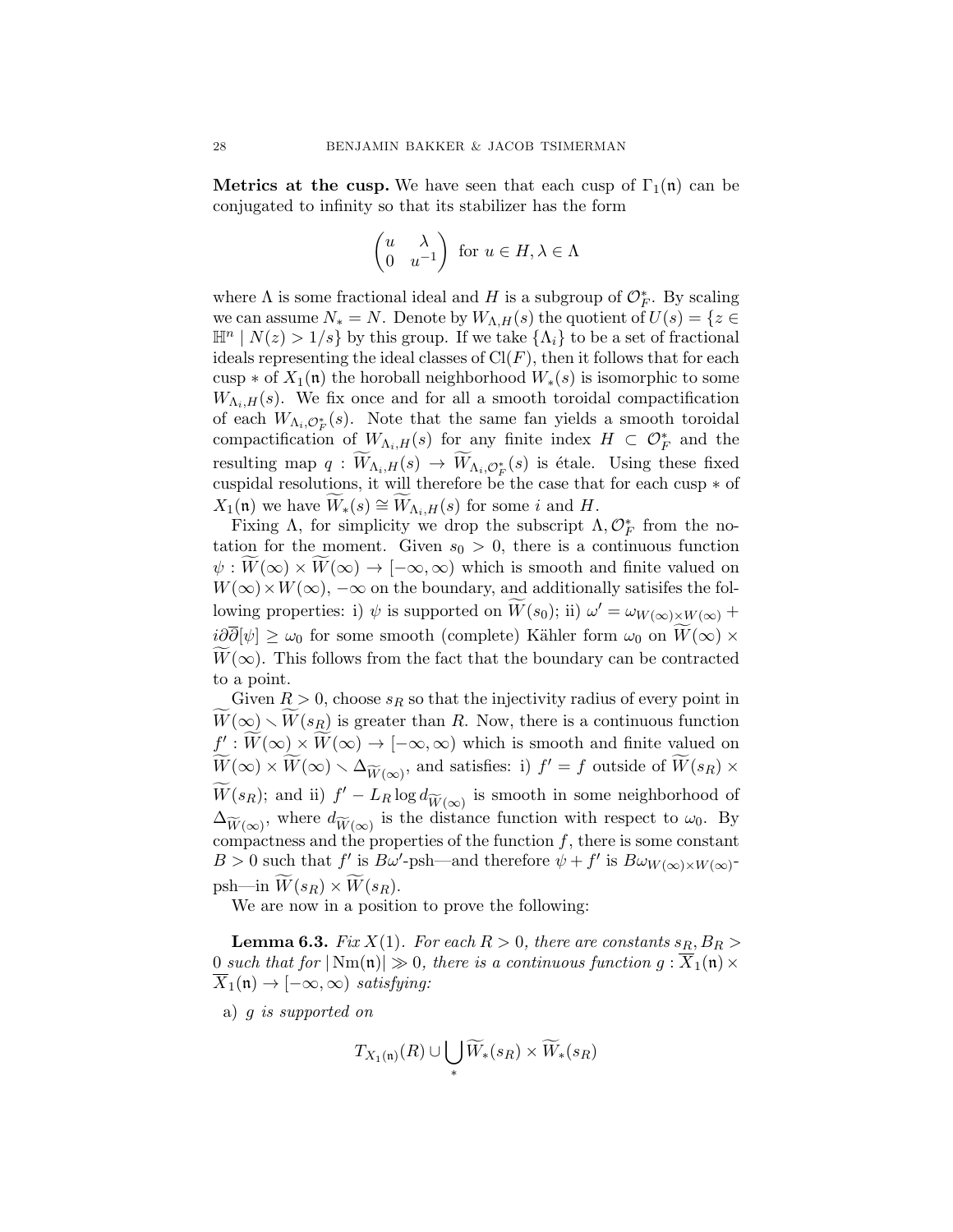**Metrics at the cusp.** We have seen that each cusp of $\Gamma_1(\mathfrak{n})$ can be conjugated to infinity so that its stabilizer has the form

$$\begin{pmatrix} u & \lambda \\ 0 & u^{-1} \end{pmatrix} \text{ for } u \in H, \lambda \in \Lambda$$

where $\Lambda$ is some fractional ideal and $H$ is a subgroup of $\mathcal{O}_F^*$. By scaling we can assume $N_* = N$. Denote by $W_{\Lambda,H}(s)$ the quotient of $U(s) = \{z \in \mathbb{H}^n \mid N(z) > 1/s\}$ by this group. If we take $\{\Lambda_i\}$ to be a set of fractional ideals representing the ideal classes of $\mathrm{Cl}(F)$, then it follows that for each cusp $*$ of $X_1(\mathfrak{n})$ the horoball neighborhood $W_*(s)$ is isomorphic to some $W_{\Lambda_i,H}(s)$. We fix once and for all a smooth toroidal compactification of each $W_{\Lambda_i,\mathcal{O}_F^*}(s)$. Note that the same fan yields a smooth toroidal compactification of $W_{\Lambda_i,H}(s)$ for any finite index $H \subset \mathcal{O}_F^*$ and the resulting map $q : \widetilde{W}_{\Lambda_i,H}(s) \to \widetilde{W}_{\Lambda_i,\mathcal{O}_F^*}(s)$ is étale. Using these fixed cuspidal resolutions, it will therefore be the case that for each cusp $*$ of $X_1(\mathfrak{n})$ we have $\widetilde{W}_*(s) \cong \widetilde{W}_{\Lambda_i,H}(s)$ for some $i$ and $H$.

Fixing $\Lambda$, for simplicity we drop the subscript $\Lambda, \mathcal{O}_F^*$ from the notation for the moment. Given $s_0 > 0$, there is a continuous function $\psi : \widetilde{W}(\infty) \times \widetilde{W}(\infty) \to [-\infty, \infty)$ which is smooth and finite valued on $W(\infty) \times W(\infty)$, $-\infty$ on the boundary, and additionally satisifes the following properties: i) $\psi$ is supported on $\widetilde{W}(s_0)$; ii) $\omega' = \omega_{W(\infty)\times W(\infty)} + i\partial\overline{\partial}[\psi] \geq \omega_0$ for some smooth (complete) Kähler form $\omega_0$ on $\widetilde{W}(\infty) \times \widetilde{W}(\infty)$. This follows from the fact that the boundary can be contracted to a point.

Given $R > 0$, choose $s_R$ so that the injectivity radius of every point in $\widetilde{W}(\infty) \smallsetminus \widetilde{W}(s_R)$ is greater than $R$. Now, there is a continuous function $f' : \widetilde{W}(\infty) \times \widetilde{W}(\infty) \to [-\infty, \infty)$ which is smooth and finite valued on $\widetilde{W}(\infty) \times \widetilde{W}(\infty) \smallsetminus \Delta_{\widetilde{W}(\infty)}$, and satisfies: i) $f' = f$ outside of $\widetilde{W}(s_R) \times \widetilde{W}(s_R)$; and ii) $f' - L_R \log d_{\widetilde{W}(\infty)}$ is smooth in some neighborhood of $\Delta_{\widetilde{W}(\infty)}$, where $d_{\widetilde{W}(\infty)}$ is the distance function with respect to $\omega_0$. By compactness and the properties of the function $f$, there is some constant $B > 0$ such that $f'$ is $B\omega'$-psh—and therefore $\psi + f'$ is $B\omega_{W(\infty)\times W(\infty)}$-psh—in $\widetilde{W}(s_R) \times \widetilde{W}(s_R)$.

We are now in a position to prove the following:

**Lemma 6.3.** *Fix $X(1)$. For each $R > 0$, there are constants $s_R, B_R > 0$ such that for $|\operatorname{Nm}(\mathfrak{n})| \gg 0$, there is a continuous function $g : \overline{X}_1(\mathfrak{n}) \times \overline{X}_1(\mathfrak{n}) \to [-\infty, \infty)$ satisfying:*

a) *$g$ is supported on*

$$T_{X_1(\mathfrak{n})}(R) \cup \bigcup_* \widetilde{W}_*(s_R) \times \widetilde{W}_*(s_R)$$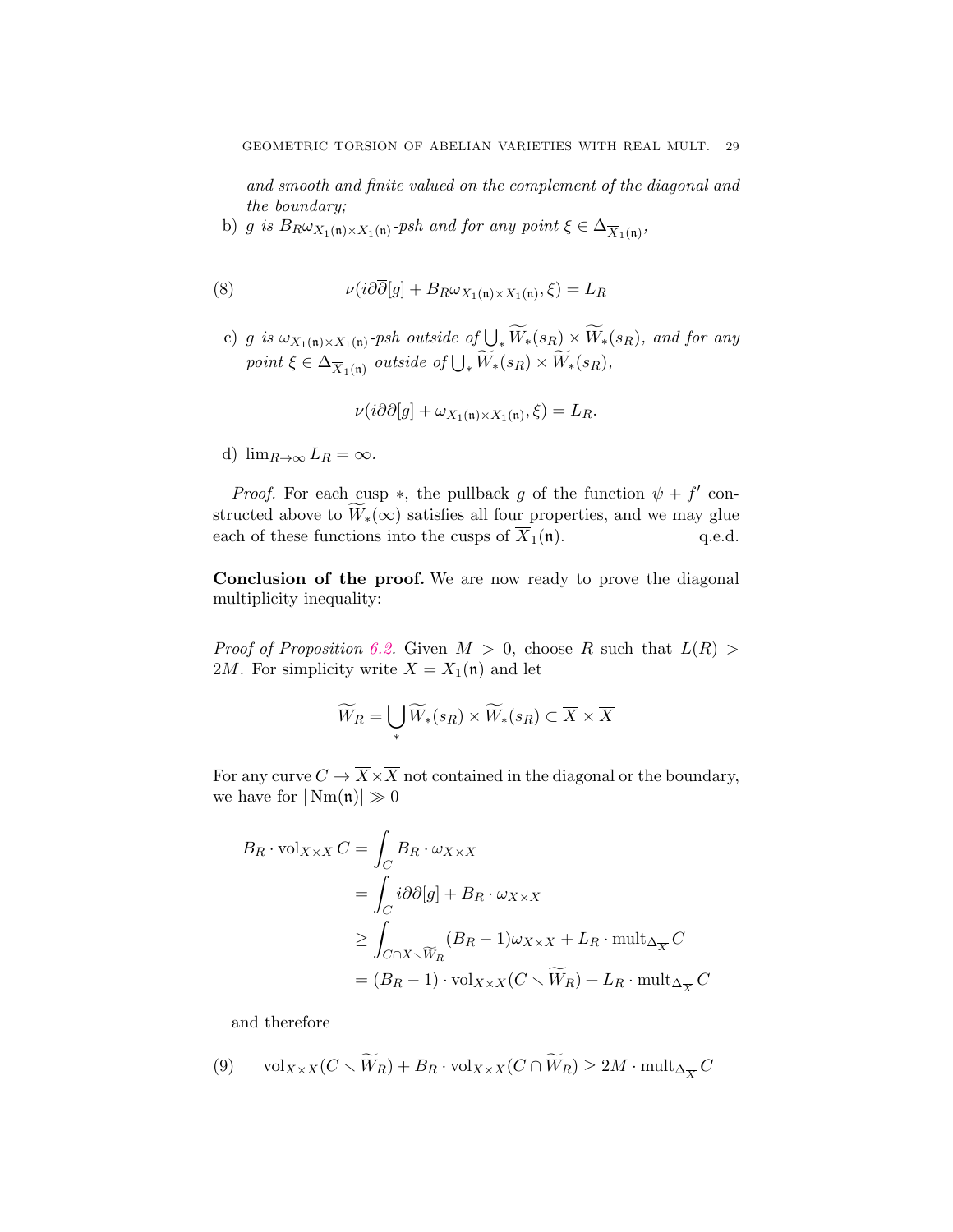*and smooth and finite valued on the complement of the diagonal and the boundary;*

b) *$g$ is $B_R\omega_{X_1(\mathfrak{n})\times X_1(\mathfrak{n})}$-psh and for any point $\xi \in \Delta_{\overline{X}_1(\mathfrak{n})}$,*

$$\nu(i\partial\overline{\partial}[g] + B_R\omega_{X_1(\mathfrak{n})\times X_1(\mathfrak{n})}, \xi) = L_R \tag{8}$$

c) *$g$ is $\omega_{X_1(\mathfrak{n})\times X_1(\mathfrak{n})}$-psh outside of $\bigcup_* \widetilde{W}_*(s_R) \times \widetilde{W}_*(s_R)$, and for any point $\xi \in \Delta_{\overline{X}_1(\mathfrak{n})}$ outside of $\bigcup_* \widetilde{W}_*(s_R) \times \widetilde{W}_*(s_R)$,*

$$\nu(i\partial\overline{\partial}[g] + \omega_{X_1(\mathfrak{n})\times X_1(\mathfrak{n})}, \xi) = L_R.$$

d) $\lim_{R\to\infty} L_R = \infty$.

*Proof.* For each cusp $*$, the pullback $g$ of the function $\psi + f'$ constructed above to $\widetilde{W}_*(\infty)$ satisfies all four properties, and we may glue each of these functions into the cusps of $\overline{X}_1(\mathfrak{n})$. q.e.d.

**Conclusion of the proof.** We are now ready to prove the diagonal multiplicity inequality:

*Proof of Proposition 6.2.* Given $M > 0$, choose $R$ such that $L(R) > 2M$. For simplicity write $X = X_1(\mathfrak{n})$ and let

$$\widetilde{W}_R = \bigcup_* \widetilde{W}_*(s_R) \times \widetilde{W}_*(s_R) \subset \overline{X} \times \overline{X}$$

For any curve $C \to \overline{X}\times\overline{X}$ not contained in the diagonal or the boundary, we have for $|\operatorname{Nm}(\mathfrak{n})| \gg 0$

$$\begin{aligned}
B_R \cdot \operatorname{vol}_{X\times X} C &= \int_C B_R \cdot \omega_{X\times X} \\
&= \int_C i\partial\overline{\partial}[g] + B_R \cdot \omega_{X\times X} \\
&\geq \int_{C\cap X\smallsetminus \widetilde{W}_R} (B_R - 1)\omega_{X\times X} + L_R \cdot \operatorname{mult}_{\Delta_{\overline{X}}} C \\
&= (B_R - 1)\cdot \operatorname{vol}_{X\times X}(C \smallsetminus \widetilde{W}_R) + L_R \cdot \operatorname{mult}_{\Delta_{\overline{X}}} C
\end{aligned}$$

and therefore

$$\operatorname{vol}_{X\times X}(C \smallsetminus \widetilde{W}_R) + B_R \cdot \operatorname{vol}_{X\times X}(C \cap \widetilde{W}_R) \geq 2M \cdot \operatorname{mult}_{\Delta_{\overline{X}}} C \tag{9}$$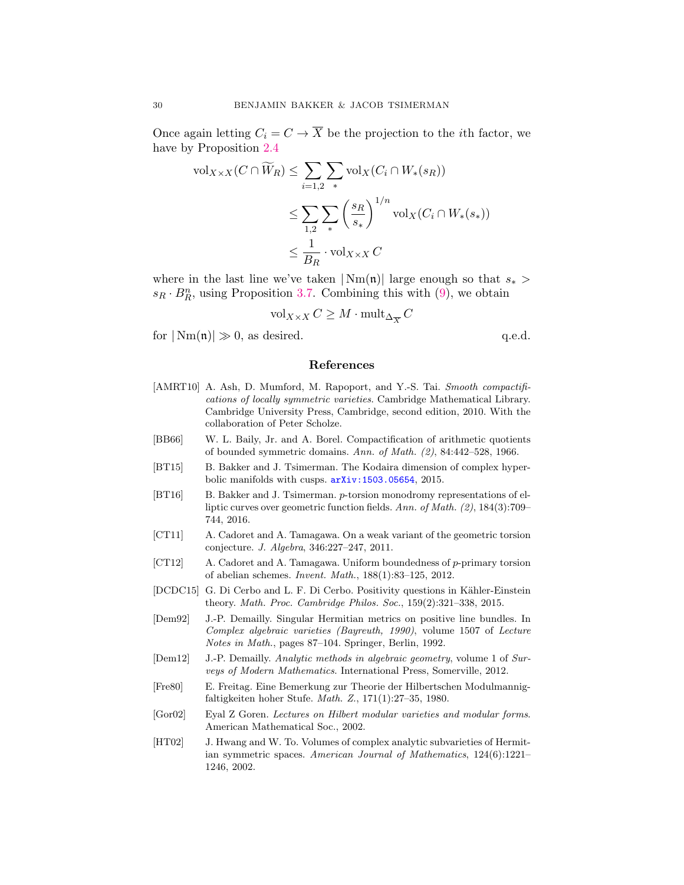Once again letting $C_i = C \to \overline{X}$ be the projection to the $i$th factor, we have by Proposition 2.4

$$
\begin{aligned}
\mathrm{vol}_{X\times X}(C \cap \widetilde{W}_R) &\leq \sum_{i=1,2} \sum_{*} \mathrm{vol}_X(C_i \cap W_*(s_R)) \\
&\leq \sum_{1,2} \sum_{*} \left(\frac{s_R}{s_*}\right)^{1/n} \mathrm{vol}_X(C_i \cap W_*(s_*)) \\
&\leq \frac{1}{B_R} \cdot \mathrm{vol}_{X\times X} C
\end{aligned}
$$

where in the last line we've taken $|\operatorname{Nm}(\mathfrak{n})|$ large enough so that $s_* > s_R \cdot B_R^n$, using Proposition 3.7. Combining this with (9), we obtain

$$
\mathrm{vol}_{X\times X} C \geq M \cdot \mathrm{mult}_{\Delta_{\overline{X}}} C
$$

for $|\operatorname{Nm}(\mathfrak{n})| \gg 0$, as desired. q.e.d.

## References

[AMRT10] A. Ash, D. Mumford, M. Rapoport, and Y.-S. Tai. *Smooth compactifications of locally symmetric varieties*. Cambridge Mathematical Library. Cambridge University Press, Cambridge, second edition, 2010. With the collaboration of Peter Scholze.

[BB66] W. L. Baily, Jr. and A. Borel. Compactification of arithmetic quotients of bounded symmetric domains. *Ann. of Math. (2)*, 84:442–528, 1966.

[BT15] B. Bakker and J. Tsimerman. The Kodaira dimension of complex hyperbolic manifolds with cusps. arXiv:1503.05654, 2015.

[BT16] B. Bakker and J. Tsimerman. $p$-torsion monodromy representations of elliptic curves over geometric function fields. *Ann. of Math. (2)*, 184(3):709–744, 2016.

[CT11] A. Cadoret and A. Tamagawa. On a weak variant of the geometric torsion conjecture. *J. Algebra*, 346:227–247, 2011.

[CT12] A. Cadoret and A. Tamagawa. Uniform boundedness of $p$-primary torsion of abelian schemes. *Invent. Math.*, 188(1):83–125, 2012.

[DCDC15] G. Di Cerbo and L. F. Di Cerbo. Positivity questions in Kähler-Einstein theory. *Math. Proc. Cambridge Philos. Soc.*, 159(2):321–338, 2015.

[Dem92] J.-P. Demailly. Singular Hermitian metrics on positive line bundles. In *Complex algebraic varieties (Bayreuth, 1990)*, volume 1507 of *Lecture Notes in Math.*, pages 87–104. Springer, Berlin, 1992.

[Dem12] J.-P. Demailly. *Analytic methods in algebraic geometry*, volume 1 of *Surveys of Modern Mathematics*. International Press, Somerville, 2012.

[Fre80] E. Freitag. Eine Bemerkung zur Theorie der Hilbertschen Modulmannigfaltigkeiten hoher Stufe. *Math. Z.*, 171(1):27–35, 1980.

[Gor02] Eyal Z Goren. *Lectures on Hilbert modular varieties and modular forms*. American Mathematical Soc., 2002.

[HT02] J. Hwang and W. To. Volumes of complex analytic subvarieties of Hermitian symmetric spaces. *American Journal of Mathematics*, 124(6):1221–1246, 2002.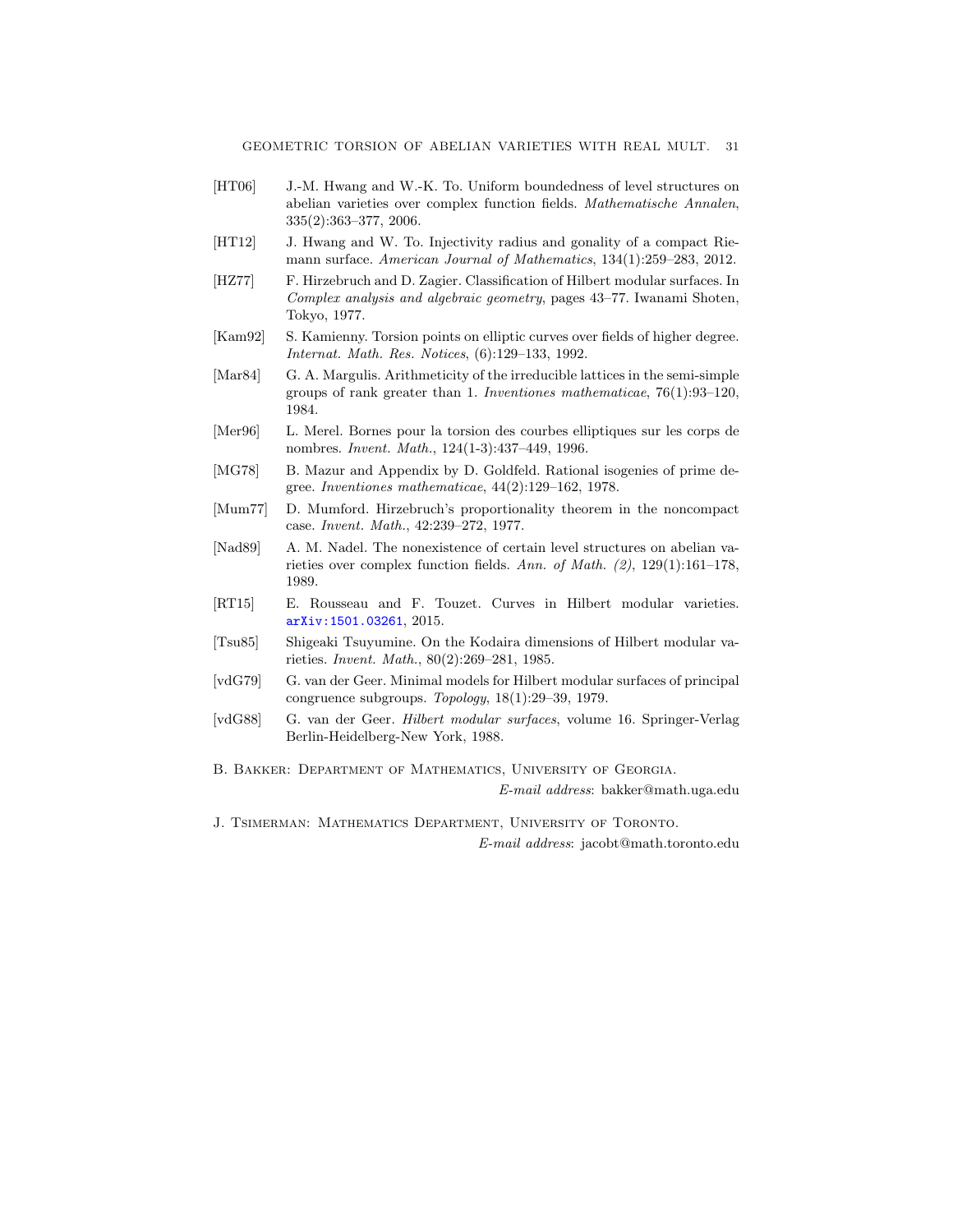[HT06] J.-M. Hwang and W.-K. To. Uniform boundedness of level structures on abelian varieties over complex function fields. *Mathematische Annalen*, 335(2):363–377, 2006.

[HT12] J. Hwang and W. To. Injectivity radius and gonality of a compact Riemann surface. *American Journal of Mathematics*, 134(1):259–283, 2012.

[HZ77] F. Hirzebruch and D. Zagier. Classification of Hilbert modular surfaces. In *Complex analysis and algebraic geometry*, pages 43–77. Iwanami Shoten, Tokyo, 1977.

[Kam92] S. Kamienny. Torsion points on elliptic curves over fields of higher degree. *Internat. Math. Res. Notices*, (6):129–133, 1992.

[Mar84] G. A. Margulis. Arithmeticity of the irreducible lattices in the semi-simple groups of rank greater than 1. *Inventiones mathematicae*, 76(1):93–120, 1984.

[Mer96] L. Merel. Bornes pour la torsion des courbes elliptiques sur les corps de nombres. *Invent. Math.*, 124(1-3):437–449, 1996.

[MG78] B. Mazur and Appendix by D. Goldfeld. Rational isogenies of prime degree. *Inventiones mathematicae*, 44(2):129–162, 1978.

[Mum77] D. Mumford. Hirzebruch's proportionality theorem in the noncompact case. *Invent. Math.*, 42:239–272, 1977.

[Nad89] A. M. Nadel. The nonexistence of certain level structures on abelian varieties over complex function fields. *Ann. of Math. (2)*, 129(1):161–178, 1989.

[RT15] E. Rousseau and F. Touzet. Curves in Hilbert modular varieties. arXiv:1501.03261, 2015.

[Tsu85] Shigeaki Tsuyumine. On the Kodaira dimensions of Hilbert modular varieties. *Invent. Math.*, 80(2):269–281, 1985.

[vdG79] G. van der Geer. Minimal models for Hilbert modular surfaces of principal congruence subgroups. *Topology*, 18(1):29–39, 1979.

[vdG88] G. van der Geer. *Hilbert modular surfaces*, volume 16. Springer-Verlag Berlin-Heidelberg-New York, 1988.

B. Bakker: Department of Mathematics, University of Georgia.

*E-mail address*: bakker@math.uga.edu

J. Tsimerman: Mathematics Department, University of Toronto.

*E-mail address*: jacobt@math.toronto.edu